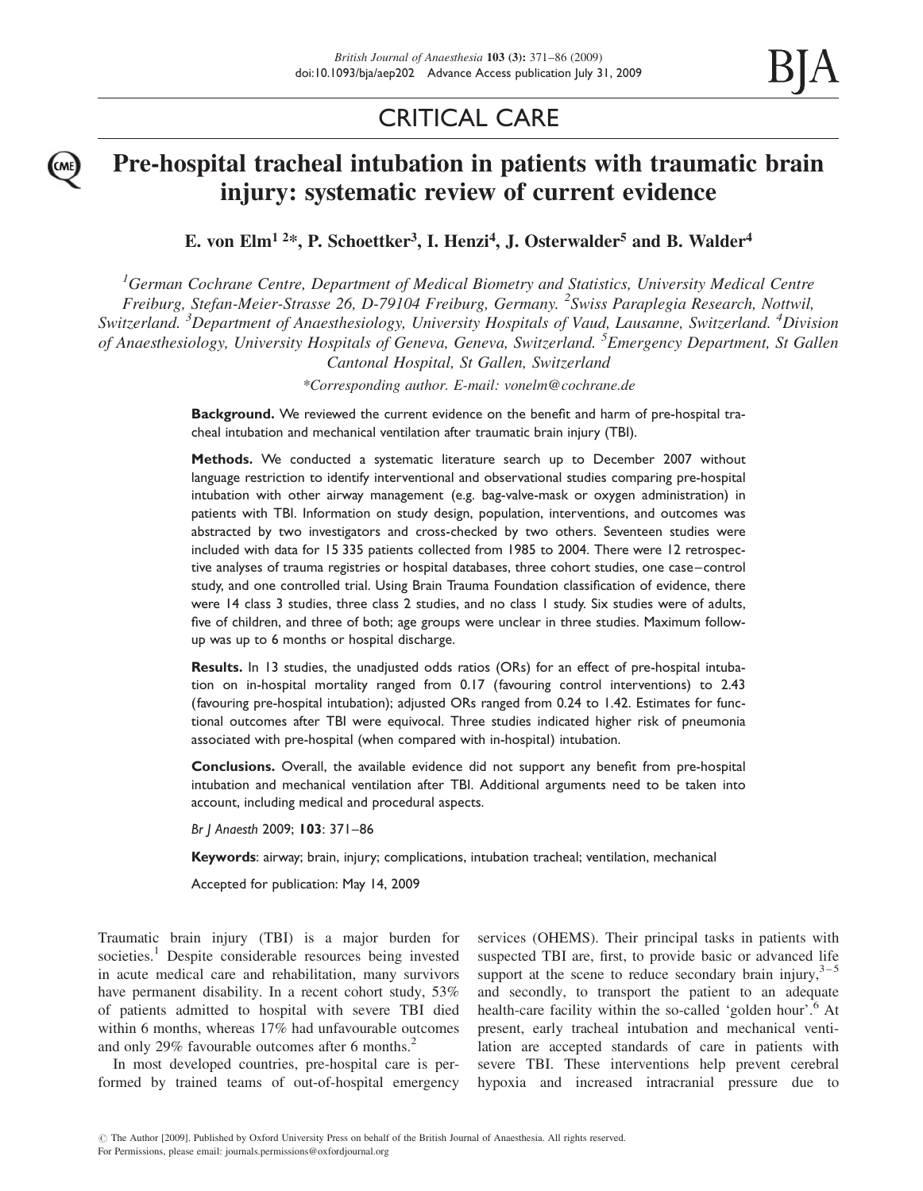# CRITICAL CARE

# Pre-hospital tracheal intubation in patients with traumatic brain injury: systematic review of current evidence

**E. von Elm[1 2]*, P. Schoettker[3], I. Henzi[4], J. Osterwalder[5] and B. Walder[4]**

[1]*German Cochrane Centre, Department of Medical Biometry and Statistics, University Medical Centre Freiburg, Stefan-Meier-Strasse 26, D-79104 Freiburg, Germany.* [2]*Swiss Paraplegia Research, Nottwil, Switzerland.* [3]*Department of Anaesthesiology, University Hospitals of Vaud, Lausanne, Switzerland.* [4]*Division of Anaesthesiology, University Hospitals of Geneva, Geneva, Switzerland.* [5]*Emergency Department, St Gallen Cantonal Hospital, St Gallen, Switzerland*

*Corresponding author. E-mail: vonelm@cochrane.de

**Background.** We reviewed the current evidence on the benefit and harm of pre-hospital tracheal intubation and mechanical ventilation after traumatic brain injury (TBI).

**Methods.** We conducted a systematic literature search up to December 2007 without language restriction to identify interventional and observational studies comparing pre-hospital intubation with other airway management (e.g. bag-valve-mask or oxygen administration) in patients with TBI. Information on study design, population, interventions, and outcomes was abstracted by two investigators and cross-checked by two others. Seventeen studies were included with data for 15 335 patients collected from 1985 to 2004. There were 12 retrospective analyses of trauma registries or hospital databases, three cohort studies, one case–control study, and one controlled trial. Using Brain Trauma Foundation classification of evidence, there were 14 class 3 studies, three class 2 studies, and no class 1 study. Six studies were of adults, five of children, and three of both; age groups were unclear in three studies. Maximum follow-up was up to 6 months or hospital discharge.

**Results.** In 13 studies, the unadjusted odds ratios (ORs) for an effect of pre-hospital intubation on in-hospital mortality ranged from 0.17 (favouring control interventions) to 2.43 (favouring pre-hospital intubation); adjusted ORs ranged from 0.24 to 1.42. Estimates for functional outcomes after TBI were equivocal. Three studies indicated higher risk of pneumonia associated with pre-hospital (when compared with in-hospital) intubation.

**Conclusions.** Overall, the available evidence did not support any benefit from pre-hospital intubation and mechanical ventilation after TBI. Additional arguments need to be taken into account, including medical and procedural aspects.

*Br J Anaesth* 2009; **103**: 371–86

**Keywords**: airway; brain, injury; complications, intubation tracheal; ventilation, mechanical

Accepted for publication: May 14, 2009

Traumatic brain injury (TBI) is a major burden for societies.[1] Despite considerable resources being invested in acute medical care and rehabilitation, many survivors have permanent disability. In a recent cohort study, 53% of patients admitted to hospital with severe TBI died within 6 months, whereas 17% had unfavourable outcomes and only 29% favourable outcomes after 6 months.[2]

In most developed countries, pre-hospital care is performed by trained teams of out-of-hospital emergency services (OHEMS). Their principal tasks in patients with suspected TBI are, first, to provide basic or advanced life support at the scene to reduce secondary brain injury,[3–5] and secondly, to transport the patient to an adequate health-care facility within the so-called 'golden hour'.[6] At present, early tracheal intubation and mechanical ventilation are accepted standards of care in patients with severe TBI. These interventions help prevent cerebral hypoxia and increased intracranial pressure due to

© The Author [2009]. Published by Oxford University Press on behalf of the British Journal of Anaesthesia. All rights reserved.
For Permissions, please email: journals.permissions@oxfordjournal.org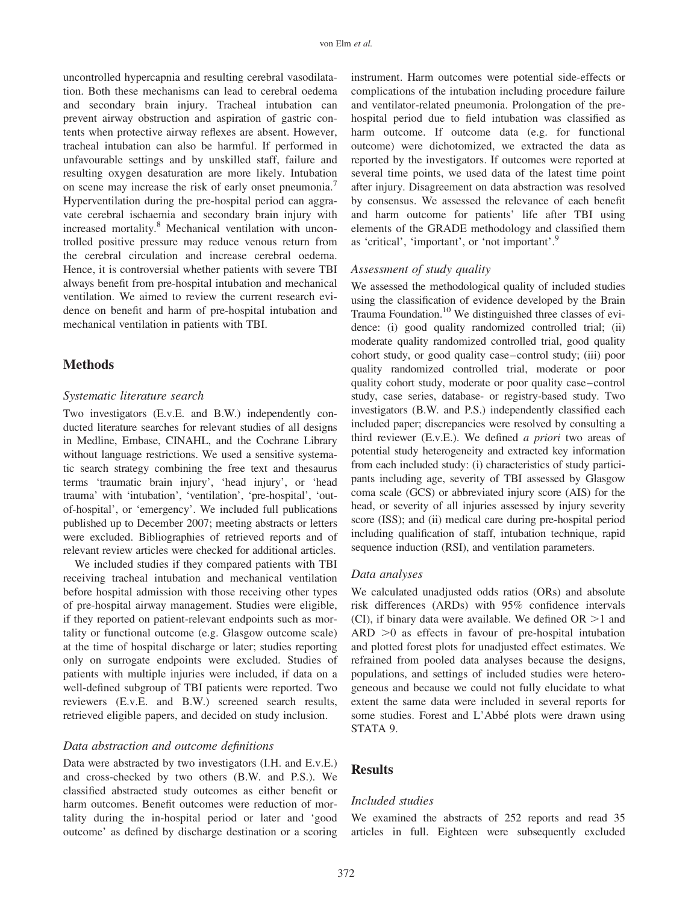uncontrolled hypercapnia and resulting cerebral vasodilatation. Both these mechanisms can lead to cerebral oedema and secondary brain injury. Tracheal intubation can prevent airway obstruction and aspiration of gastric contents when protective airway reflexes are absent. However, tracheal intubation can also be harmful. If performed in unfavourable settings and by unskilled staff, failure and resulting oxygen desaturation are more likely. Intubation on scene may increase the risk of early onset pneumonia.[7] Hyperventilation during the pre-hospital period can aggravate cerebral ischaemia and secondary brain injury with increased mortality.[8] Mechanical ventilation with uncontrolled positive pressure may reduce venous return from the cerebral circulation and increase cerebral oedema. Hence, it is controversial whether patients with severe TBI always benefit from pre-hospital intubation and mechanical ventilation. We aimed to review the current research evidence on benefit and harm of pre-hospital intubation and mechanical ventilation in patients with TBI.

## Methods

### *Systematic literature search*

Two investigators (E.v.E. and B.W.) independently conducted literature searches for relevant studies of all designs in Medline, Embase, CINAHL, and the Cochrane Library without language restrictions. We used a sensitive systematic search strategy combining the free text and thesaurus terms 'traumatic brain injury', 'head injury', or 'head trauma' with 'intubation', 'ventilation', 'pre-hospital', 'out-of-hospital', or 'emergency'. We included full publications published up to December 2007; meeting abstracts or letters were excluded. Bibliographies of retrieved reports and of relevant review articles were checked for additional articles.

We included studies if they compared patients with TBI receiving tracheal intubation and mechanical ventilation before hospital admission with those receiving other types of pre-hospital airway management. Studies were eligible, if they reported on patient-relevant endpoints such as mortality or functional outcome (e.g. Glasgow outcome scale) at the time of hospital discharge or later; studies reporting only on surrogate endpoints were excluded. Studies of patients with multiple injuries were included, if data on a well-defined subgroup of TBI patients were reported. Two reviewers (E.v.E. and B.W.) screened search results, retrieved eligible papers, and decided on study inclusion.

### *Data abstraction and outcome definitions*

Data were abstracted by two investigators (I.H. and E.v.E.) and cross-checked by two others (B.W. and P.S.). We classified abstracted study outcomes as either benefit or harm outcomes. Benefit outcomes were reduction of mortality during the in-hospital period or later and 'good outcome' as defined by discharge destination or a scoring instrument. Harm outcomes were potential side-effects or complications of the intubation including procedure failure and ventilator-related pneumonia. Prolongation of the pre-hospital period due to field intubation was classified as harm outcome. If outcome data (e.g. for functional outcome) were dichotomized, we extracted the data as reported by the investigators. If outcomes were reported at several time points, we used data of the latest time point after injury. Disagreement on data abstraction was resolved by consensus. We assessed the relevance of each benefit and harm outcome for patients' life after TBI using elements of the GRADE methodology and classified them as 'critical', 'important', or 'not important'.[9]

### *Assessment of study quality*

We assessed the methodological quality of included studies using the classification of evidence developed by the Brain Trauma Foundation.[10] We distinguished three classes of evidence: (i) good quality randomized controlled trial; (ii) moderate quality randomized controlled trial, good quality cohort study, or good quality case–control study; (iii) poor quality randomized controlled trial, moderate or poor quality cohort study, moderate or poor quality case–control study, case series, database- or registry-based study. Two investigators (B.W. and P.S.) independently classified each included paper; discrepancies were resolved by consulting a third reviewer (E.v.E.). We defined *a priori* two areas of potential study heterogeneity and extracted key information from each included study: (i) characteristics of study participants including age, severity of TBI assessed by Glasgow coma scale (GCS) or abbreviated injury score (AIS) for the head, or severity of all injuries assessed by injury severity score (ISS); and (ii) medical care during pre-hospital period including qualification of staff, intubation technique, rapid sequence induction (RSI), and ventilation parameters.

### *Data analyses*

We calculated unadjusted odds ratios (ORs) and absolute risk differences (ARDs) with 95% confidence intervals (CI), if binary data were available. We defined OR $>1$ and ARD $>0$ as effects in favour of pre-hospital intubation and plotted forest plots for unadjusted effect estimates. We refrained from pooled data analyses because the designs, populations, and settings of included studies were heterogeneous and because we could not fully elucidate to what extent the same data were included in several reports for some studies. Forest and L'Abbé plots were drawn using STATA 9.

## Results

### *Included studies*

We examined the abstracts of 252 reports and read 35 articles in full. Eighteen were subsequently excluded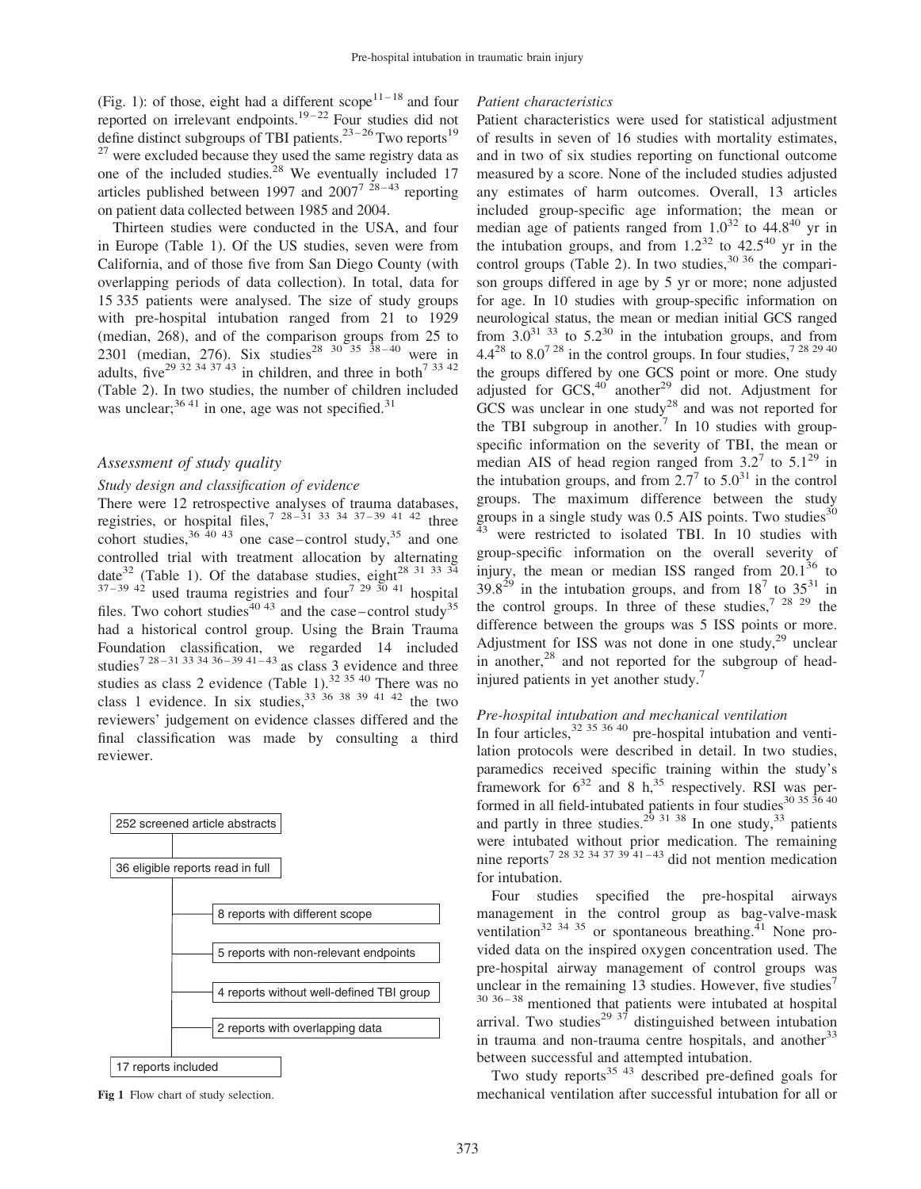(Fig. 1): of those, eight had a different scope[11–18] and four reported on irrelevant endpoints.[19–22] Four studies did not define distinct subgroups of TBI patients.[23–26] Two reports[19 27] were excluded because they used the same registry data as one of the included studies.[28] We eventually included 17 articles published between 1997 and 2007[7 28–43] reporting on patient data collected between 1985 and 2004.

Thirteen studies were conducted in the USA, and four in Europe (Table 1). Of the US studies, seven were from California, and of those five from San Diego County (with overlapping periods of data collection). In total, data for 15 335 patients were analysed. The size of study groups with pre-hospital intubation ranged from 21 to 1929 (median, 268), and of the comparison groups from 25 to 2301 (median, 276). Six studies[28 30 35 38–40] were in adults, five[29 32 34 37 43] in children, and three in both[7 33 42] (Table 2). In two studies, the number of children included was unclear;[36 41] in one, age was not specified.[31]

## Assessment of study quality

### Study design and classification of evidence

There were 12 retrospective analyses of trauma databases, registries, or hospital files,[7 28–31 33 34 37–39 41 42] three cohort studies,[36 40 43] one case–control study,[35] and one controlled trial with treatment allocation by alternating date[32] (Table 1). Of the database studies, eight[28 31 33 34 37–39 42] used trauma registries and four[7 29 30 41] hospital files. Two cohort studies[40 43] and the case–control study[35] had a historical control group. Using the Brain Trauma Foundation classification, we regarded 14 included studies[7 28–31 33 34 36–39 41–43] as class 3 evidence and three studies as class 2 evidence (Table 1).[32 35 40] There was no class 1 evidence. In six studies,[33 36 38 39 41 42] the two reviewers' judgement on evidence classes differed and the final classification was made by consulting a third reviewer.

- 252 screened article abstracts
- 36 eligible reports read in full
  - 8 reports with different scope
  - 5 reports with non-relevant endpoints
  - 4 reports without well-defined TBI group
  - 2 reports with overlapping data
- 17 reports included

**Fig 1** Flow chart of study selection.

### Patient characteristics

Patient characteristics were used for statistical adjustment of results in seven of 16 studies with mortality estimates, and in two of six studies reporting on functional outcome measured by a score. None of the included studies adjusted any estimates of harm outcomes. Overall, 13 articles included group-specific age information; the mean or median age of patients ranged from 1.0[32] to 44.8[40] yr in the intubation groups, and from 1.2[32] to 42.5[40] yr in the control groups (Table 2). In two studies,[30 36] the comparison groups differed in age by 5 yr or more; none adjusted for age. In 10 studies with group-specific information on neurological status, the mean or median initial GCS ranged from 3.0[31 33] to 5.2[30] in the intubation groups, and from 4.4[28] to 8.0[7 28] in the control groups. In four studies,[7 28 29 40] the groups differed by one GCS point or more. One study adjusted for GCS,[40] another[29] did not. Adjustment for GCS was unclear in one study[28] and was not reported for the TBI subgroup in another.[7] In 10 studies with group-specific information on the severity of TBI, the mean or median AIS of head region ranged from 3.2[7] to 5.1[29] in the intubation groups, and from 2.7[7] to 5.0[31] in the control groups. The maximum difference between the study groups in a single study was 0.5 AIS points. Two studies[30 43] were restricted to isolated TBI. In 10 studies with group-specific information on the overall severity of injury, the mean or median ISS ranged from 20.1[36] to 39.8[29] in the intubation groups, and from 18[7] to 35[31] in the control groups. In three of these studies,[7 28 29] the difference between the groups was 5 ISS points or more. Adjustment for ISS was not done in one study,[29] unclear in another,[28] and not reported for the subgroup of head-injured patients in yet another study.[7]

### Pre-hospital intubation and mechanical ventilation

In four articles,[32 35 36 40] pre-hospital intubation and ventilation protocols were described in detail. In two studies, paramedics received specific training within the study's framework for 6[32] and 8 h,[35] respectively. RSI was performed in all field-intubated patients in four studies[30 35 36 40] and partly in three studies.[29 31 38] In one study,[33] patients were intubated without prior medication. The remaining nine reports[7 28 32 34 37 39 41–43] did not mention medication for intubation.

Four studies specified the pre-hospital airways management in the control group as bag-valve-mask ventilation[32 34 35] or spontaneous breathing.[41] None provided data on the inspired oxygen concentration used. The pre-hospital airway management of control groups was unclear in the remaining 13 studies. However, five studies[7 30 36–38] mentioned that patients were intubated at hospital arrival. Two studies[29 37] distinguished between intubation in trauma and non-trauma centre hospitals, and another[33] between successful and attempted intubation.

Two study reports[35 43] described pre-defined goals for mechanical ventilation after successful intubation for all or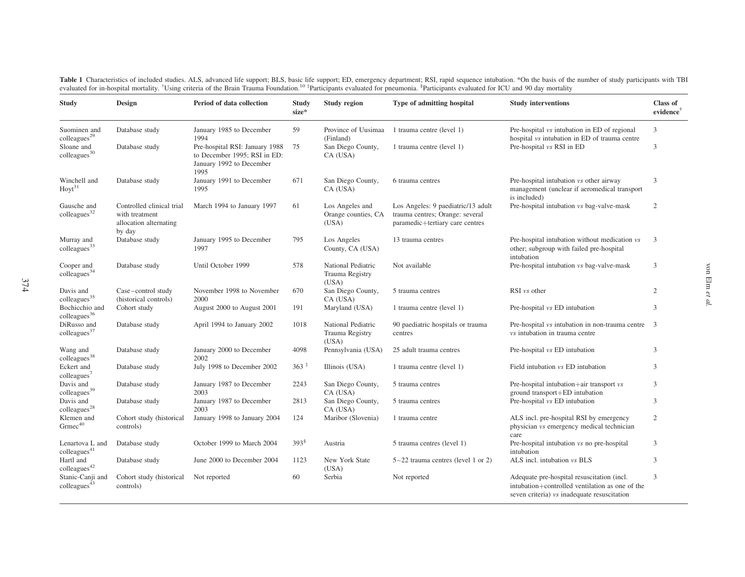**Table 1** Characteristics of included studies. ALS, advanced life support; BLS, basic life support; ED, emergency department; RSI, rapid sequence intubation. *On the basis of the number of study participants with TBI evaluated for in-hospital mortality. †Using criteria of the Brain Trauma Foundation.[10] ‡Participants evaluated for pneumonia. §Participants evaluated for ICU and 90 day mortality

| Study | Design | Period of data collection | Study size* | Study region | Type of admitting hospital | Study interventions | Class of evidence† |
|---|---|---|---|---|---|---|---|
| Suominen and colleagues[29] | Database study | January 1985 to December 1994 | 59 | Province of Uusimaa (Finland) | 1 trauma centre (level 1) | Pre-hospital *vs* intubation in ED of regional hospital *vs* intubation in ED of trauma centre | 3 |
| Sloane and colleagues[30] | Database study | Pre-hospital RSI: January 1988 to December 1995; RSI in ED: January 1992 to December 1995 | 75 | San Diego County, CA (USA) | 1 trauma centre (level 1) | Pre-hospital *vs* RSI in ED | 3 |
| Winchell and Hoyt[31] | Database study | January 1991 to December 1995 | 671 | San Diego County, CA (USA) | 6 trauma centres | Pre-hospital intubation *vs* other airway management (unclear if aeromedical transport is included) | 3 |
| Gausche and colleagues[32] | Controlled clinical trial with treatment allocation alternating by day | March 1994 to January 1997 | 61 | Los Angeles and Orange counties, CA (USA) | Los Angeles: 9 paediatric/13 adult trauma centres; Orange: several paramedic+tertiary care centres | Pre-hospital intubation *vs* bag-valve-mask | 2 |
| Murray and colleagues[33] | Database study | January 1995 to December 1997 | 795 | Los Angeles County, CA (USA) | 13 trauma centres | Pre-hospital intubation without medication *vs* other; subgroup with failed pre-hospital intubation | 3 |
| Cooper and colleagues[34] | Database study | Until October 1999 | 578 | National Pediatric Trauma Registry (USA) | Not available | Pre-hospital intubation *vs* bag-valve-mask | 3 |
| Davis and colleagues[35] | Case–control study (historical controls) | November 1998 to November 2000 | 670 | San Diego County, CA (USA) | 5 trauma centres | RSI *vs* other | 2 |
| Bochicchio and colleagues[36] | Cohort study | August 2000 to August 2001 | 191 | Maryland (USA) | 1 trauma centre (level 1) | Pre-hospital *vs* ED intubation | 3 |
| DiRusso and colleagues[37] | Database study | April 1994 to January 2002 | 1018 | National Pediatric Trauma Registry (USA) | 90 paediatric hospitals or trauma centres | Pre-hospital *vs* intubation in non-trauma centre *vs* intubation in trauma centre | 3 |
| Wang and colleagues[38] | Database study | January 2000 to December 2002 | 4098 | Pennsylvania (USA) | 25 adult trauma centres | Pre-hospital *vs* ED intubation | 3 |
| Eckert and colleagues[7] | Database study | July 1998 to December 2002 | 363 ‡ | Illinois (USA) | 1 trauma centre (level 1) | Field intubation *vs* ED intubation | 3 |
| Davis and colleagues[39] | Database study | January 1987 to December 2003 | 2243 | San Diego County, CA (USA) | 5 trauma centres | Pre-hospital intubation+air transport *vs* ground transport+ED intubation | 3 |
| Davis and colleagues[28] | Database study | January 1987 to December 2003 | 2813 | San Diego County, CA (USA) | 5 trauma centres | Pre-hospital *vs* ED intubation | 3 |
| Klemen and Grmec[40] | Cohort study (historical controls) | January 1998 to January 2004 | 124 | Maribor (Slovenia) | 1 trauma centre | ALS incl. pre-hospital RSI by emergency physician *vs* emergency medical technician care | 2 |
| Lenartova L and colleagues[41] | Database study | October 1999 to March 2004 | 393§ | Austria | 5 trauma centres (level 1) | Pre-hospital intubation *vs* no pre-hospital intubation | 3 |
| Hartl and colleagues[42] | Database study | June 2000 to December 2004 | 1123 | New York State (USA) | 5–22 trauma centres (level 1 or 2) | ALS incl. intubation *vs* BLS | 3 |
| Stanic-Canji and colleagues[43] | Cohort study (historical controls) | Not reported | 60 | Serbia | Not reported | Adequate pre-hospital resuscitation (incl. intubation+controlled ventilation as one of the seven criteria) *vs* inadequate resuscitation | 3 |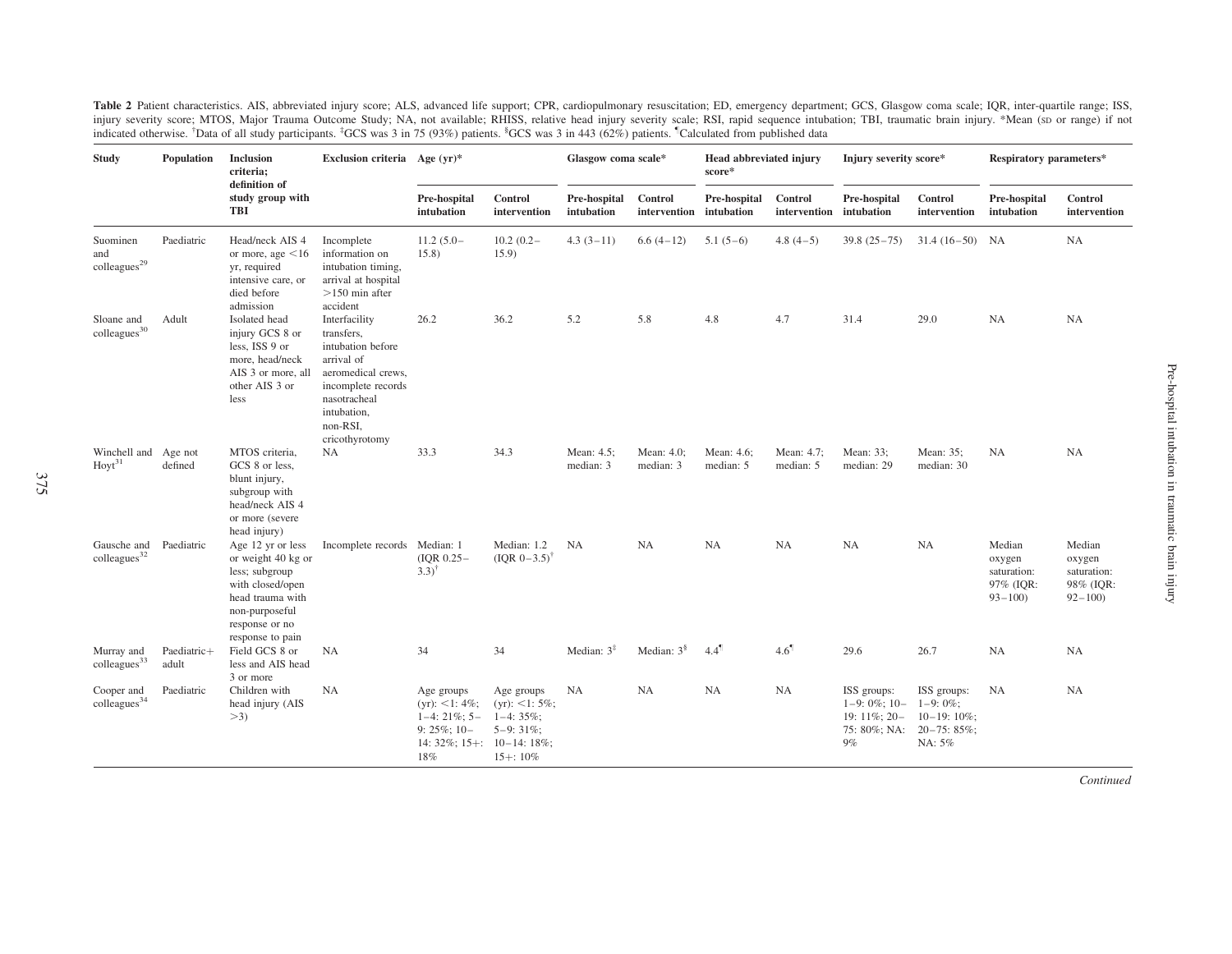**Table 2** Patient characteristics. AIS, abbreviated injury score; ALS, advanced life support; CPR, cardiopulmonary resuscitation; ED, emergency department; GCS, Glasgow coma scale; IQR, inter-quartile range; ISS, injury severity score; MTOS, Major Trauma Outcome Study; NA, not available; RHISS, relative head injury severity scale; RSI, rapid sequence intubation; TBI, traumatic brain injury. *Mean (SD or range) if not indicated otherwise. †Data of all study participants. ‡GCS was 3 in 75 (93%) patients. §GCS was 3 in 443 (62%) patients. ¶Calculated from published data

| Study | Population | Inclusion criteria; definition of study group with TBI | Exclusion criteria | Age (yr)* | | Glasgow coma scale* | | Head abbreviated injury score* | | Injury severity score* | | Respiratory parameters* | |
|---|---|---|---|---|---|---|---|---|---|---|---|---|---|
| | | | | Pre-hospital intubation | Control intervention | Pre-hospital intubation | Control intervention | Pre-hospital intubation | Control intervention | Pre-hospital intubation | Control intervention | Pre-hospital intubation | Control intervention |
| Suominen and colleagues[29] | Paediatric | Head/neck AIS 4 or more, age <16 yr, required intensive care, or died before admission | Incomplete information on intubation timing, arrival at hospital >150 min after accident | 11.2 (5.0–15.8) | 10.2 (0.2–15.9) | 4.3 (3–11) | 6.6 (4–12) | 5.1 (5–6) | 4.8 (4–5) | 39.8 (25–75) | 31.4 (16–50) | NA | NA |
| Sloane and colleagues[30] | Adult | Isolated head injury GCS 8 or less, ISS 9 or more, head/neck AIS 3 or more, all other AIS 3 or less | Interfacility transfers, intubation before arrival of aeromedical crews, incomplete records nasotracheal intubation, non-RSI, cricothyrotomy | 26.2 | 36.2 | 5.2 | 5.8 | 4.8 | 4.7 | 31.4 | 29.0 | NA | NA |
| Winchell and Hoyt[31] | Age not defined | MTOS criteria, GCS 8 or less, blunt injury, subgroup with head/neck AIS 4 or more (severe head injury) | NA | 33.3 | 34.3 | Mean: 4.5; median: 3 | Mean: 4.0; median: 3 | Mean: 4.6; median: 5 | Mean: 4.7; median: 5 | Mean: 33; median: 29 | Mean: 35; median: 30 | NA | NA |
| Gausche and colleagues[32] | Paediatric | Age 12 yr or less or weight 40 kg or less; subgroup with closed/open head trauma with non-purposeful response or no response to pain | Incomplete records | Median: 1 (IQR 0.25–3.3)† | Median: 1.2 (IQR 0–3.5)† | NA | NA | NA | NA | NA | NA | Median oxygen saturation: 97% (IQR: 93–100) | Median oxygen saturation: 98% (IQR: 92–100) |
| Murray and colleagues[33] | Paediatric+adult | Field GCS 8 or less and AIS head 3 or more | NA | 34 | 34 | Median: 3‡ | Median: 3§ | 4.4¶ | 4.6¶ | 29.6 | 26.7 | NA | NA |
| Cooper and colleagues[34] | Paediatric | Children with head injury (AIS >3) | NA | Age groups (yr): <1: 4%; 1–4: 21%; 5–9: 25%; 10–14: 32%; 15+: 18% | Age groups (yr): <1: 5%; 1–4: 35%; 5–9: 31%; 10–14: 18%; 15+: 10% | NA | NA | NA | NA | ISS groups: 1–9: 0%; 10–19: 11%; 20–75: 80%; NA: 9% | ISS groups: 1–9: 0%; 10–19: 10%; 20–75: 85%; NA: 5% | NA | NA |

*Continued*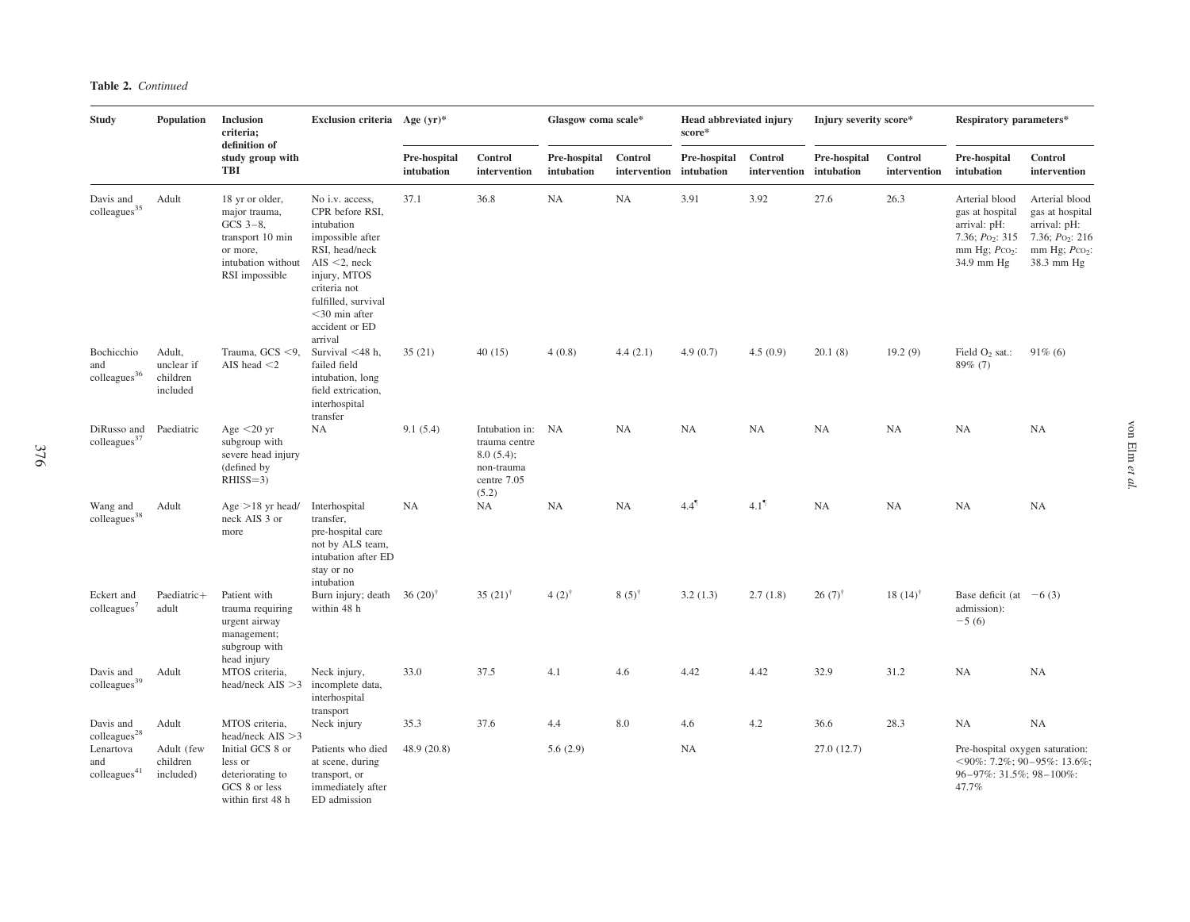**Table 2.** *Continued*

| Study | Population | Inclusion criteria; definition of study group with TBI | Exclusion criteria | Age (yr)* | | Glasgow coma scale* | | Head abbreviated injury score* | | Injury severity score* | | Respiratory parameters* | |
|---|---|---|---|---|---|---|---|---|---|---|---|---|---|
| | | | | Pre-hospital intubation | Control intervention | Pre-hospital intubation | Control intervention | Pre-hospital intubation | Control intervention | Pre-hospital intubation | Control intervention | Pre-hospital intubation | Control intervention |
| Davis and colleagues[35] | Adult | 18 yr or older, major trauma, GCS 3–8, transport 10 min or more, intubation without RSI impossible | No i.v. access, CPR before RSI, intubation impossible after RSI, head/neck AIS <2, neck injury, MTOS criteria not fulfilled, survival <30 min after accident or ED arrival | 37.1 | 36.8 | NA | NA | 3.91 | 3.92 | 27.6 | 26.3 | Arterial blood gas at hospital arrival: pH: 7.36; $P_{O_2}$: 315 mm Hg; $P_{CO_2}$: 34.9 mm Hg | Arterial blood gas at hospital arrival: pH: 7.36; $P_{O_2}$: 216 mm Hg; $P_{CO_2}$: 38.3 mm Hg |
| Bochicchio and colleagues[36] | Adult, unclear if children included | Trauma, GCS <9, AIS head <2 | Survival <48 h, failed field intubation, long field extrication, interhospital transfer | 35 (21) | 40 (15) | 4 (0.8) | 4.4 (2.1) | 4.9 (0.7) | 4.5 (0.9) | 20.1 (8) | 19.2 (9) | Field $O_2$ sat.: 89% (7) | 91% (6) |
| DiRusso and colleagues[37] | Paediatric | Age <20 yr subgroup with severe head injury (defined by RHISS=3) | NA | 9.1 (5.4) | Intubation in: trauma centre 8.0 (5.4); non-trauma centre 7.05 (5.2) | NA | NA | NA | NA | NA | NA | NA | NA |
| Wang and colleagues[38] | Adult | Age >18 yr head/neck AIS 3 or more | Interhospital transfer, pre-hospital care not by ALS team, intubation after ED stay or no intubation | NA | NA | NA | NA | 4.4[¶] | 4.1[¶] | NA | NA | NA | NA |
| Eckert and colleagues[7] | Paediatric+ adult | Patient with trauma requiring urgent airway management; subgroup with head injury | Burn injury; death within 48 h | 36 (20)[†] | 35 (21)[†] | 4 (2)[†] | 8 (5)[†] | 3.2 (1.3) | 2.7 (1.8) | 26 (7)[†] | 18 (14)[†] | Base deficit (at admission): −5 (6) | −6 (3) |
| Davis and colleagues[39] | Adult | MTOS criteria, head/neck AIS >3 | Neck injury, incomplete data, interhospital transport | 33.0 | 37.5 | 4.1 | 4.6 | 4.42 | 4.42 | 32.9 | 31.2 | NA | NA |
| Davis and colleagues[28] | Adult | MTOS criteria, head/neck AIS >3 | Neck injury | 35.3 | 37.6 | 4.4 | 8.0 | 4.6 | 4.2 | 36.6 | 28.3 | NA | NA |
| Lenartova and colleagues[41] | Adult (few children included) | Initial GCS 8 or less or deteriorating to GCS 8 or less within first 48 h | Patients who died at scene, during transport, or immediately after ED admission | 48.9 (20.8) | | 5.6 (2.9) | | NA | | 27.0 (12.7) | | Pre-hospital oxygen saturation: <90%: 7.2%; 90–95%: 13.6%; 96–97%: 31.5%; 98–100%: 47.7% | |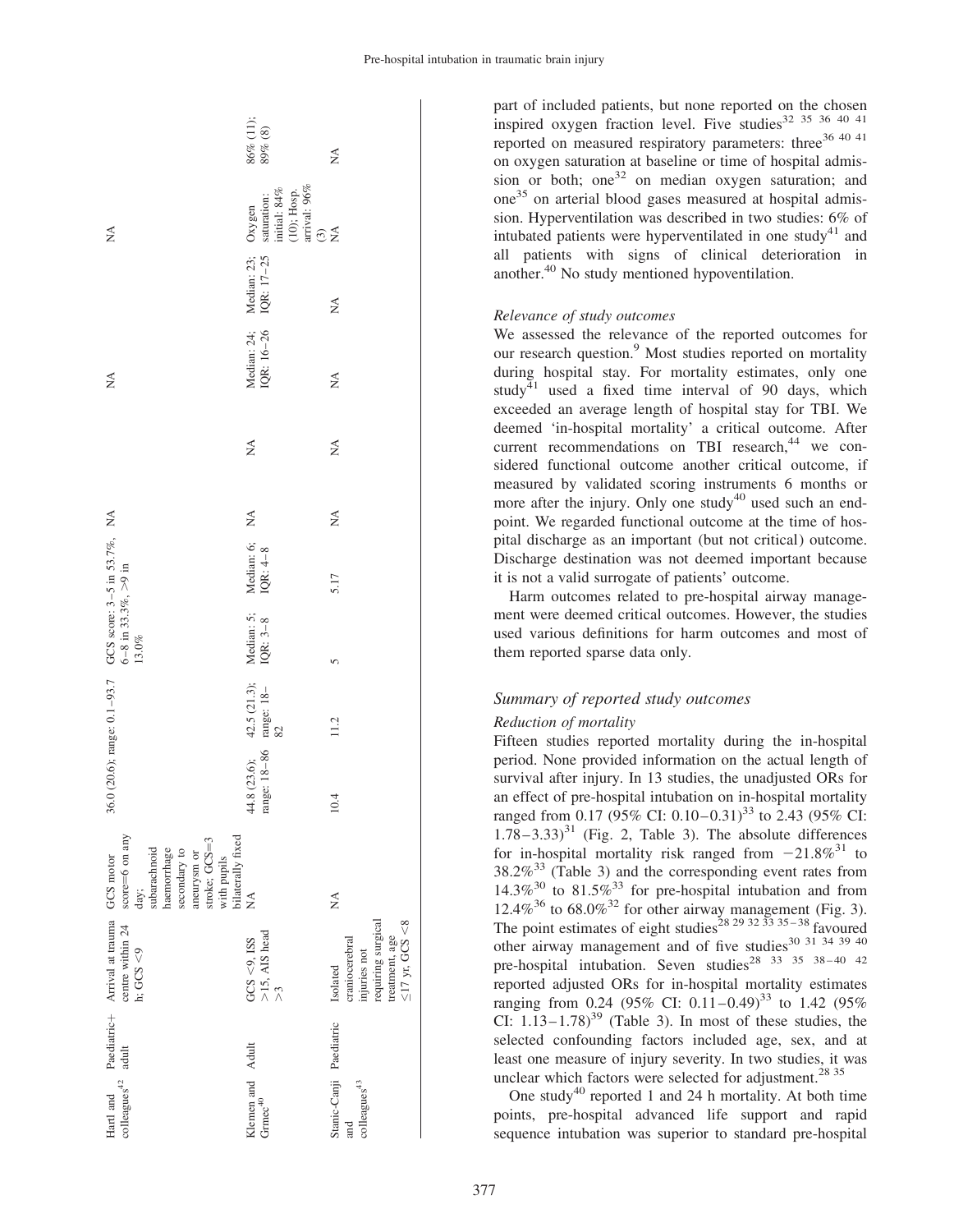| | | | | | | | | | | | | | |
|---|---|---|---|---|---|---|---|---|---|---|---|---|---|
| Hartl and colleagues[42] | Paediatric+adult | Arrival at trauma centre within 24 h; GCS <9 | GCS motor score=6 on any day; subarachnoid haemorrhage secondary to aneurysm or stroke; GCS=3 with pupils bilaterally fixed | 36.0 (20.6); range: 0.1–93.7 | | GCS score: 3–5 in 53.7%, 6–8 in 33.3%, >9 in 13.0% | | NA | | NA | | NA | 86% (11); 89% (8) |
| Klemen and Grmec[40] | Adult | GCS <9, ISS >15, AIS head >3 | NA | 44.8 (23.6); range: 18–86 | 42.5 (21.3); range: 18–82 | Median: 5; IQR: 3–8 | Median: 6; IQR: 4–8 | NA | NA | Median: 24; IQR: 16–26 | Median: 23; IQR: 17–25 | Oxygen saturation: initial: 84% (10); Hosp. arrival: 96% (3) | |
| Stanic-Canji and colleagues[43] | Paediatric | Isolated craniocerebral injuries not requiring surgical treatment, age ≤17 yr, GCS <8 | NA | 10.4 | 11.2 | 5 | 5.17 | NA | NA | NA | NA | NA | NA |

part of included patients, but none reported on the chosen inspired oxygen fraction level. Five studies[32 35 36 40 41] reported on measured respiratory parameters: three[36 40 41] on oxygen saturation at baseline or time of hospital admission or both; one[32] on median oxygen saturation; and one[35] on arterial blood gases measured at hospital admission. Hyperventilation was described in two studies: 6% of intubated patients were hyperventilated in one study[41] and all patients with signs of clinical deterioration in another.[40] No study mentioned hypoventilation.

### *Relevance of study outcomes*

We assessed the relevance of the reported outcomes for our research question.[9] Most studies reported on mortality during hospital stay. For mortality estimates, only one study[41] used a fixed time interval of 90 days, which exceeded an average length of hospital stay for TBI. We deemed 'in-hospital mortality' a critical outcome. After current recommendations on TBI research,[44] we considered functional outcome another critical outcome, if measured by validated scoring instruments 6 months or more after the injury. Only one study[40] used such an endpoint. We regarded functional outcome at the time of hospital discharge as an important (but not critical) outcome. Discharge destination was not deemed important because it is not a valid surrogate of patients' outcome.

Harm outcomes related to pre-hospital airway management were deemed critical outcomes. However, the studies used various definitions for harm outcomes and most of them reported sparse data only.

## *Summary of reported study outcomes*

### *Reduction of mortality*

Fifteen studies reported mortality during the in-hospital period. None provided information on the actual length of survival after injury. In 13 studies, the unadjusted ORs for an effect of pre-hospital intubation on in-hospital mortality ranged from 0.17 (95% CI: 0.10–0.31)[33] to 2.43 (95% CI: 1.78–3.33)[31] (Fig. 2, Table 3). The absolute differences for in-hospital mortality risk ranged from −21.8%[31] to 38.2%[33] (Table 3) and the corresponding event rates from 14.3%[30] to 81.5%[33] for pre-hospital intubation and from 12.4%[36] to 68.0%[32] for other airway management (Fig. 3). The point estimates of eight studies[28 29 32 33 35–38] favoured other airway management and of five studies[30 31 34 39 40] pre-hospital intubation. Seven studies[28 33 35 38–40 42] reported adjusted ORs for in-hospital mortality estimates ranging from 0.24 (95% CI: 0.11–0.49)[33] to 1.42 (95% CI: 1.13–1.78)[39] (Table 3). In most of these studies, the selected confounding factors included age, sex, and at least one measure of injury severity. In two studies, it was unclear which factors were selected for adjustment.[28 35]

One study[40] reported 1 and 24 h mortality. At both time points, pre-hospital advanced life support and rapid sequence intubation was superior to standard pre-hospital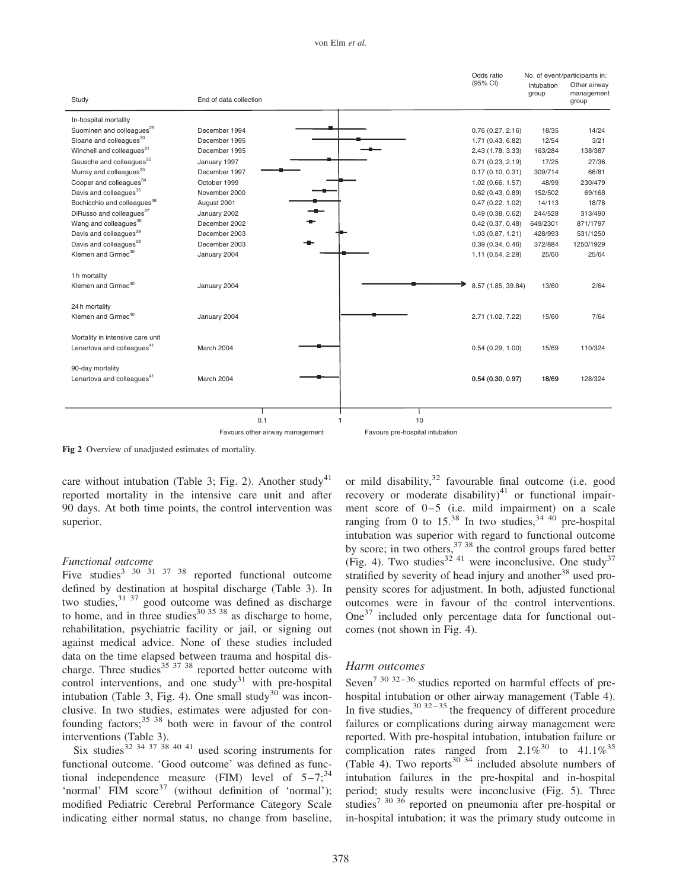| Study | End of data collection | Odds ratio (95% CI) | No. of event/participants in: Intubation group | Other airway management group |
|---|---|---|---|---|
| **In-hospital mortality** | | | | |
| Suominen and colleagues[29] | December 1994 | 0.76 (0.27, 2.16) | 18/35 | 14/24 |
| Sloane and colleagues[30] | December 1995 | 1.71 (0.43, 6.82) | 12/54 | 3/21 |
| Winchell and colleagues[31] | December 1995 | 2.43 (1.78, 3.33) | 163/284 | 138/387 |
| Gausche and colleagues[32] | January 1997 | 0.71 (0.23, 2.19) | 17/25 | 27/36 |
| Murray and colleagues[33] | December 1997 | 0.17 (0.10, 0.31) | 309/714 | 66/81 |
| Cooper and colleagues[34] | October 1999 | 1.02 (0.66, 1.57) | 48/99 | 230/479 |
| Davis and colleagues[35] | November 2000 | 0.62 (0.43, 0.89) | 152/502 | 69/168 |
| Bochicchio and colleagues[36] | August 2001 | 0.47 (0.22, 1.02) | 14/113 | 18/78 |
| DiRusso and colleagues[37] | January 2002 | 0.49 (0.38, 0.62) | 244/528 | 313/490 |
| Wang and colleagues[38] | December 2002 | 0.42 (0.37, 0.48) | 649/2301 | 871/1797 |
| Davis and colleagues[39] | December 2003 | 1.03 (0.87, 1.21) | 428/993 | 531/1250 |
| Davis and colleagues[28] | December 2003 | 0.39 (0.34, 0.46) | 372/884 | 1250/1929 |
| Klemen and Grmec[40] | January 2004 | 1.11 (0.54, 2.28) | 25/60 | 25/64 |
| **1 h mortality** | | | | |
| Klemen and Grmec[40] | January 2004 | 8.57 (1.85, 39.84) | 13/60 | 2/64 |
| **24 h mortality** | | | | |
| Klemen and Grmec[40] | January 2004 | 2.71 (1.02, 7.22) | 15/60 | 7/64 |
| **Mortality in intensive care unit** | | | | |
| Lenartova and colleagues[41] | March 2004 | 0.54 (0.29, 1.00) | 15/69 | 110/324 |
| **90-day mortality** | | | | |
| Lenartova and colleagues[41] | March 2004 | **0.54 (0.30, 0.97)** | **18/69** | 128/324 |

Axis: 0.1 – 1 – 10; Favours other airway management | Favours pre-hospital intubation

**Fig 2** Overview of unadjusted estimates of mortality.

care without intubation (Table 3; Fig. 2). Another study[41] reported mortality in the intensive care unit and after 90 days. At both time points, the control intervention was superior.

### *Functional outcome*

Five studies[3 30 31 37 38] reported functional outcome defined by destination at hospital discharge (Table 3). In two studies,[31 37] good outcome was defined as discharge to home, and in three studies[30 35 38] as discharge to home, rehabilitation, psychiatric facility or jail, or signing out against medical advice. None of these studies included data on the time elapsed between trauma and hospital discharge. Three studies[35 37 38] reported better outcome with control interventions, and one study[31] with pre-hospital intubation (Table 3, Fig. 4). One small study[30] was inconclusive. In two studies, estimates were adjusted for confounding factors;[35 38] both were in favour of the control interventions (Table 3).

Six studies[32 34 37 38 40 41] used scoring instruments for functional outcome. 'Good outcome' was defined as functional independence measure (FIM) level of 5–7;[34] 'normal' FIM score[37] (without definition of 'normal'); modified Pediatric Cerebral Performance Category Scale indicating either normal status, no change from baseline, or mild disability,[32] favourable final outcome (i.e. good recovery or moderate disability)[41] or functional impairment score of 0–5 (i.e. mild impairment) on a scale ranging from 0 to 15.[38] In two studies,[34 40] pre-hospital intubation was superior with regard to functional outcome by score; in two others,[37 38] the control groups fared better (Fig. 4). Two studies[32 41] were inconclusive. One study[37] stratified by severity of head injury and another[38] used propensity scores for adjustment. In both, adjusted functional outcomes were in favour of the control interventions. One[37] included only percentage data for functional outcomes (not shown in Fig. 4).

### *Harm outcomes*

Seven[7 30 32–36] studies reported on harmful effects of pre-hospital intubation or other airway management (Table 4). In five studies,[30 32–35] the frequency of different procedure failures or complications during airway management were reported. With pre-hospital intubation, intubation failure or complication rates ranged from 2.1%[30] to 41.1%[35] (Table 4). Two reports[30 34] included absolute numbers of intubation failures in the pre-hospital and in-hospital period; study results were inconclusive (Fig. 5). Three studies[7 30 36] reported on pneumonia after pre-hospital or in-hospital intubation; it was the primary study outcome in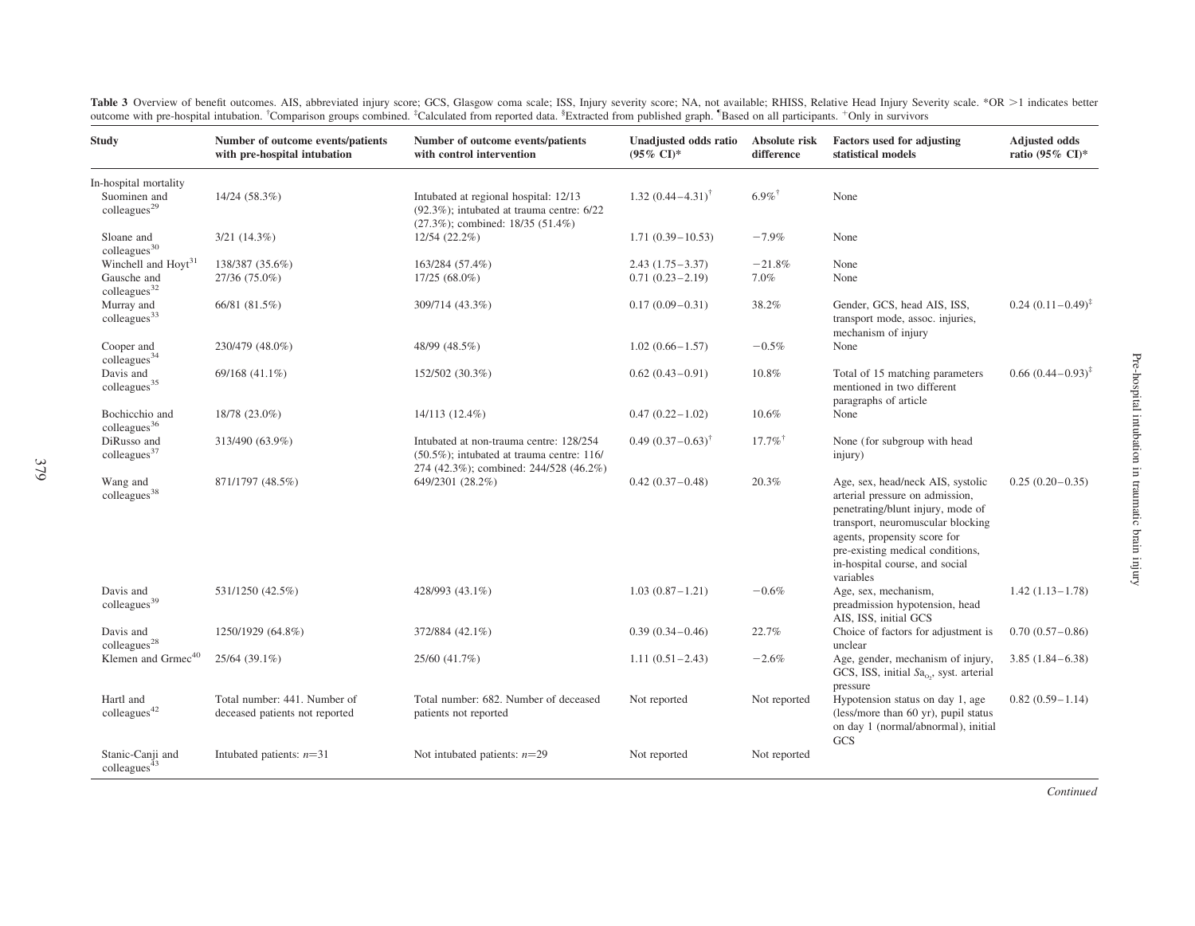**Table 3** Overview of benefit outcomes. AIS, abbreviated injury score; GCS, Glasgow coma scale; ISS, Injury severity score; NA, not available; RHISS, Relative Head Injury Severity scale. *OR >1 indicates better outcome with pre-hospital intubation. †Comparison groups combined. ‡Calculated from reported data. §Extracted from published graph. ¶Based on all participants. +Only in survivors

| Study | Number of outcome events/patients with pre-hospital intubation | Number of outcome events/patients with control intervention | Unadjusted odds ratio (95% CI)* | Absolute risk difference | Factors used for adjusting statistical models | Adjusted odds ratio (95% CI)* |
|---|---|---|---|---|---|---|
| In-hospital mortality | | | | | | |
| Suominen and colleagues[29] | 14/24 (58.3%) | Intubated at regional hospital: 12/13 (92.3%); intubated at trauma centre: 6/22 (27.3%); combined: 18/35 (51.4%) | 1.32 (0.44–4.31)† | 6.9%† | None | |
| Sloane and colleagues[30] | 3/21 (14.3%) | 12/54 (22.2%) | 1.71 (0.39–10.53) | −7.9% | None | |
| Winchell and Hoyt[31] | 138/387 (35.6%) | 163/284 (57.4%) | 2.43 (1.75–3.37) | −21.8% | None | |
| Gausche and colleagues[32] | 27/36 (75.0%) | 17/25 (68.0%) | 0.71 (0.23–2.19) | 7.0% | None | |
| Murray and colleagues[33] | 66/81 (81.5%) | 309/714 (43.3%) | 0.17 (0.09–0.31) | 38.2% | Gender, GCS, head AIS, ISS, transport mode, assoc. injuries, mechanism of injury | 0.24 (0.11–0.49)‡ |
| Cooper and colleagues[34] | 230/479 (48.0%) | 48/99 (48.5%) | 1.02 (0.66–1.57) | −0.5% | None | |
| Davis and colleagues[35] | 69/168 (41.1%) | 152/502 (30.3%) | 0.62 (0.43–0.91) | 10.8% | Total of 15 matching parameters mentioned in two different paragraphs of article | 0.66 (0.44–0.93)‡ |
| Bochicchio and colleagues[36] | 18/78 (23.0%) | 14/113 (12.4%) | 0.47 (0.22–1.02) | 10.6% | None | |
| DiRusso and colleagues[37] | 313/490 (63.9%) | Intubated at non-trauma centre: 128/254 (50.5%); intubated at trauma centre: 116/274 (42.3%); combined: 244/528 (46.2%) | 0.49 (0.37–0.63)† | 17.7%† | None (for subgroup with head injury) | |
| Wang and colleagues[38] | 871/1797 (48.5%) | 649/2301 (28.2%) | 0.42 (0.37–0.48) | 20.3% | Age, sex, head/neck AIS, systolic arterial pressure on admission, penetrating/blunt injury, mode of transport, neuromuscular blocking agents, propensity score for pre-existing medical conditions, in-hospital course, and social variables | 0.25 (0.20–0.35) |
| Davis and colleagues[39] | 531/1250 (42.5%) | 428/993 (43.1%) | 1.03 (0.87–1.21) | −0.6% | Age, sex, mechanism, preadmission hypotension, head AIS, ISS, initial GCS | 1.42 (1.13–1.78) |
| Davis and colleagues[28] | 1250/1929 (64.8%) | 372/884 (42.1%) | 0.39 (0.34–0.46) | 22.7% | Choice of factors for adjustment is unclear | 0.70 (0.57–0.86) |
| Klemen and Grmec[40] | 25/64 (39.1%) | 25/60 (41.7%) | 1.11 (0.51–2.43) | −2.6% | Age, gender, mechanism of injury, GCS, ISS, initial $Sa_{O_2}$, syst. arterial pressure | 3.85 (1.84–6.38) |
| Hartl and colleagues[42] | Total number: 441. Number of deceased patients not reported | Total number: 682. Number of deceased patients not reported | Not reported | Not reported | Hypotension status on day 1, age (less/more than 60 yr), pupil status on day 1 (normal/abnormal), initial GCS | 0.82 (0.59–1.14) |
| Stanic-Canji and colleagues[43] | Intubated patients: $n$=31 | Not intubated patients: $n$=29 | Not reported | Not reported | | |

*Continued*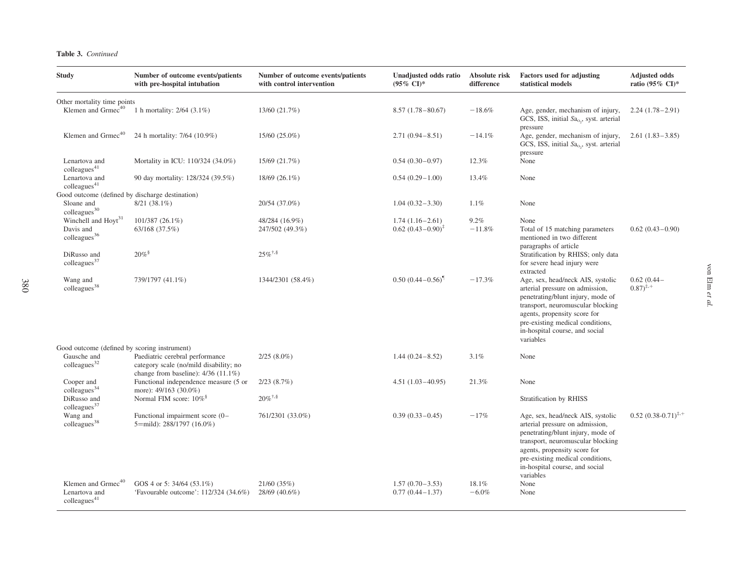**Table 3.** *Continued*

| Study | Number of outcome events/patients with pre-hospital intubation | Number of outcome events/patients with control intervention | Unadjusted odds ratio (95% CI)* | Absolute risk difference | Factors used for adjusting statistical models | Adjusted odds ratio (95% CI)* |
|---|---|---|---|---|---|---|
| Other mortality time points | | | | | | |
| Klemen and Grmec[40] | 1 h mortality: 2/64 (3.1%) | 13/60 (21.7%) | 8.57 (1.78–80.67) | −18.6% | Age, gender, mechanism of injury, GCS, ISS, initial $Sa_{O_2}$, syst. arterial pressure | 2.24 (1.78–2.91) |
| Klemen and Grmec[40] | 24 h mortality: 7/64 (10.9%) | 15/60 (25.0%) | 2.71 (0.94–8.51) | −14.1% | Age, gender, mechanism of injury, GCS, ISS, initial $Sa_{O_2}$, syst. arterial pressure | 2.61 (1.83–3.85) |
| Lenartova and colleagues[41] | Mortality in ICU: 110/324 (34.0%) | 15/69 (21.7%) | 0.54 (0.30–0.97) | 12.3% | None | |
| Lenartova and colleagues[41] | 90 day mortality: 128/324 (39.5%) | 18/69 (26.1%) | 0.54 (0.29–1.00) | 13.4% | None | |
| Good outcome (defined by discharge destination) | | | | | | |
| Sloane and colleagues[30] | 8/21 (38.1%) | 20/54 (37.0%) | 1.04 (0.32–3.30) | 1.1% | None | |
| Winchell and Hoyt[31] | 101/387 (26.1%) | 48/284 (16.9%) | 1.74 (1.16–2.61) | 9.2% | None | |
| Davis and colleagues[36] | 63/168 (37.5%) | 247/502 (49.3%) | 0.62 (0.43–0.90)[‡] | −11.8% | Total of 15 matching parameters mentioned in two different paragraphs of article | 0.62 (0.43–0.90) |
| DiRusso and colleagues[37] | 20%[§] | 25%[†,§] | | | Stratification by RHISS; only data for severe head injury were extracted | |
| Wang and colleagues[38] | 739/1797 (41.1%) | 1344/2301 (58.4%) | 0.50 (0.44–0.56)[¶] | −17.3% | Age, sex, head/neck AIS, systolic arterial pressure on admission, penetrating/blunt injury, mode of transport, neuromuscular blocking agents, propensity score for pre-existing medical conditions, in-hospital course, and social variables | 0.62 (0.44–0.87)[‡,+] |
| Good outcome (defined by scoring instrument) | | | | | | |
| Gausche and colleagues[32] | Paediatric cerebral performance category scale (no/mild disability; no change from baseline): 4/36 (11.1%) | 2/25 (8.0%) | 1.44 (0.24–8.52) | 3.1% | None | |
| Cooper and colleagues[34] | Functional independence measure (5 or more): 49/163 (30.0%) | 2/23 (8.7%) | 4.51 (1.03–40.95) | 21.3% | None | |
| DiRusso and colleagues[37] | Normal FIM score: 10%[§] | 20%[†,§] | | | Stratification by RHISS | |
| Wang and colleagues[38] | Functional impairment score (0–5=mild): 288/1797 (16.0%) | 761/2301 (33.0%) | 0.39 (0.33–0.45) | −17% | Age, sex, head/neck AIS, systolic arterial pressure on admission, penetrating/blunt injury, mode of transport, neuromuscular blocking agents, propensity score for pre-existing medical conditions, in-hospital course, and social variables | 0.52 (0.38-0.71)[‡,+] |
| Klemen and Grmec[40] | GOS 4 or 5: 34/64 (53.1%) | 21/60 (35%) | 1.57 (0.70–3.53) | 18.1% | None | |
| Lenartova and colleagues[41] | 'Favourable outcome': 112/324 (34.6%) | 28/69 (40.6%) | 0.77 (0.44–1.37) | −6.0% | None | |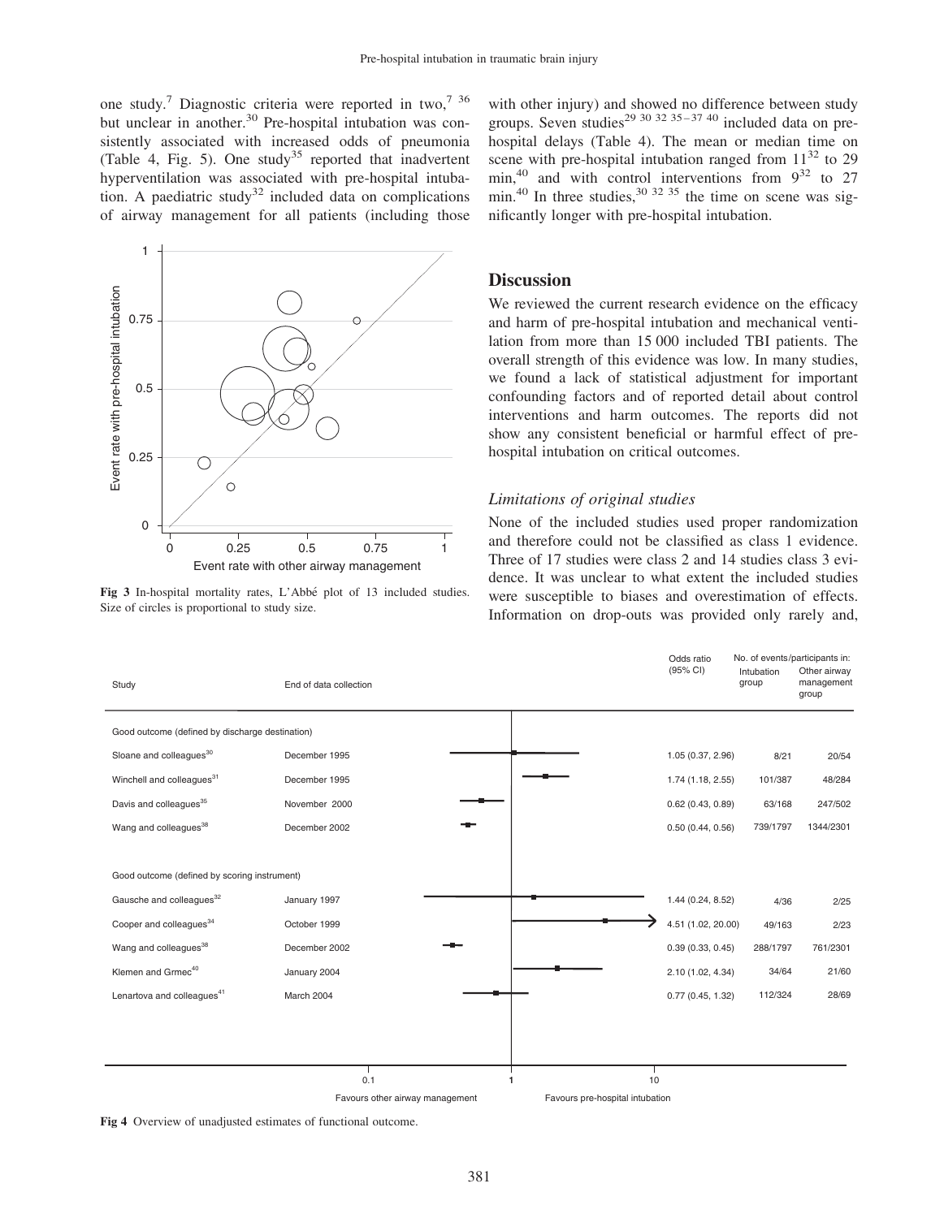one study.[7] Diagnostic criteria were reported in two,[7 36] but unclear in another.[30] Pre-hospital intubation was consistently associated with increased odds of pneumonia (Table 4, Fig. 5). One study[35] reported that inadvertent hyperventilation was associated with pre-hospital intubation. A paediatric study[32] included data on complications of airway management for all patients (including those with other injury) and showed no difference between study groups. Seven studies[29 30 32 35–37 40] included data on pre-hospital delays (Table 4). The mean or median time on scene with pre-hospital intubation ranged from 11[32] to 29 min,[40] and with control interventions from 9[32] to 27 min.[40] In three studies,[30 32 35] the time on scene was significantly longer with pre-hospital intubation.

**Fig 3** In-hospital mortality rates, L'Abbé plot of 13 included studies. Size of circles is proportional to study size.

## Discussion

We reviewed the current research evidence on the efficacy and harm of pre-hospital intubation and mechanical ventilation from more than 15 000 included TBI patients. The overall strength of this evidence was low. In many studies, we found a lack of statistical adjustment for important confounding factors and of reported detail about control interventions and harm outcomes. The reports did not show any consistent beneficial or harmful effect of pre-hospital intubation on critical outcomes.

### *Limitations of original studies*

None of the included studies used proper randomization and therefore could not be classified as class 1 evidence. Three of 17 studies were class 2 and 14 studies class 3 evidence. It was unclear to what extent the included studies were susceptible to biases and overestimation of effects. Information on drop-outs was provided only rarely and,

| Study | End of data collection | Odds ratio (95% CI) | No. of events/participants in: Intubation group | Other airway management group |
|---|---|---|---|---|
| **Good outcome (defined by discharge destination)** | | | | |
| Sloane and colleagues[30] | December 1995 | 1.05 (0.37, 2.96) | 8/21 | 20/54 |
| Winchell and colleagues[31] | December 1995 | 1.74 (1.18, 2.55) | 101/387 | 48/284 |
| Davis and colleagues[35] | November 2000 | 0.62 (0.43, 0.89) | 63/168 | 247/502 |
| Wang and colleagues[38] | December 2002 | 0.50 (0.44, 0.56) | 739/1797 | 1344/2301 |
| **Good outcome (defined by scoring instrument)** | | | | |
| Gausche and colleagues[32] | January 1997 | 1.44 (0.24, 8.52) | 4/36 | 2/25 |
| Cooper and colleagues[34] | October 1999 | 4.51 (1.02, 20.00) | 49/163 | 2/23 |
| Wang and colleagues[38] | December 2002 | 0.39 (0.33, 0.45) | 288/1797 | 761/2301 |
| Klemen and Grmec[40] | January 2004 | 2.10 (1.02, 4.34) | 34/64 | 21/60 |
| Lenartova and colleagues[41] | March 2004 | 0.77 (0.45, 1.32) | 112/324 | 28/69 |

Favours other airway management — Favours pre-hospital intubation

**Fig 4** Overview of unadjusted estimates of functional outcome.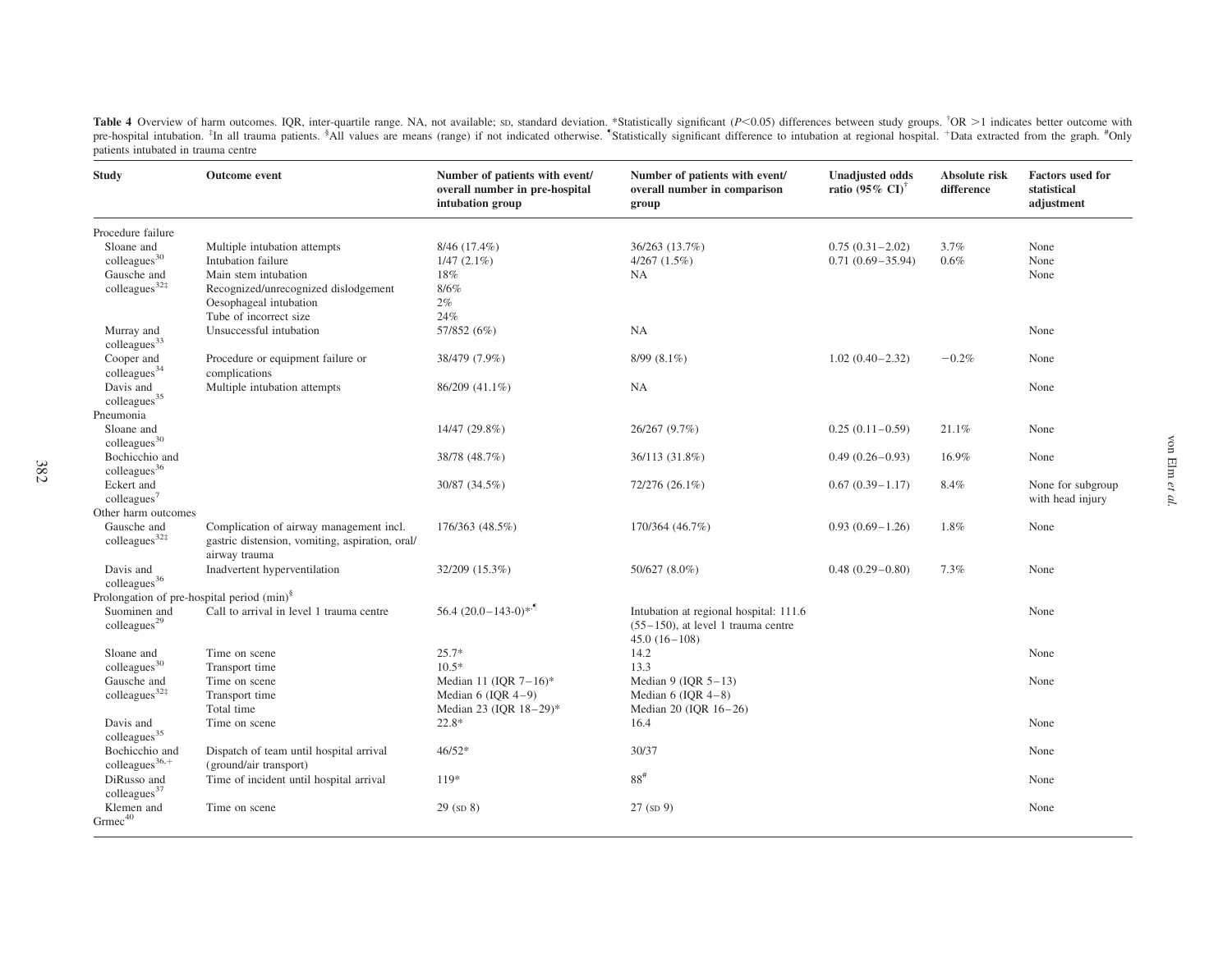**Table 4** Overview of harm outcomes. IQR, inter-quartile range. NA, not available; SD, standard deviation. *Statistically significant ($P<0.05$) differences between study groups. †OR >1 indicates better outcome with pre-hospital intubation. ‡In all trauma patients. §All values are means (range) if not indicated otherwise. ¶Statistically significant difference to intubation at regional hospital. +Data extracted from the graph. #Only patients intubated in trauma centre

| Study | Outcome event | Number of patients with event/ overall number in pre-hospital intubation group | Number of patients with event/ overall number in comparison group | Unadjusted odds ratio (95% CI)† | Absolute risk difference | Factors used for statistical adjustment |
|---|---|---|---|---|---|---|
| Procedure failure | | | | | | |
| Sloane and colleagues[30] | Multiple intubation attempts | 8/46 (17.4%) | 36/263 (13.7%) | 0.75 (0.31–2.02) | 3.7% | None |
| | Intubation failure | 1/47 (2.1%) | 4/267 (1.5%) | 0.71 (0.69–35.94) | 0.6% | None |
| Gausche and colleagues[32‡] | Main stem intubation | 18% | NA | | | None |
| | Recognized/unrecognized dislodgement | 8/6% | | | | |
| | Oesophageal intubation | 2% | | | | |
| | Tube of incorrect size | 24% | | | | |
| Murray and colleagues[33] | Unsuccessful intubation | 57/852 (6%) | NA | | | None |
| Cooper and colleagues[34] | Procedure or equipment failure or complications | 38/479 (7.9%) | 8/99 (8.1%) | 1.02 (0.40–2.32) | −0.2% | None |
| Davis and colleagues[35] | Multiple intubation attempts | 86/209 (41.1%) | NA | | | None |
| Pneumonia | | | | | | |
| Sloane and colleagues[30] | | 14/47 (29.8%) | 26/267 (9.7%) | 0.25 (0.11–0.59) | 21.1% | None |
| Bochicchio and colleagues[36] | | 38/78 (48.7%) | 36/113 (31.8%) | 0.49 (0.26–0.93) | 16.9% | None |
| Eckert and colleagues[7] | | 30/87 (34.5%) | 72/276 (26.1%) | 0.67 (0.39–1.17) | 8.4% | None for subgroup with head injury |
| Other harm outcomes | | | | | | |
| Gausche and colleagues[32‡] | Complication of airway management incl. gastric distension, vomiting, aspiration, oral/airway trauma | 176/363 (48.5%) | 170/364 (46.7%) | 0.93 (0.69–1.26) | 1.8% | None |
| Davis and colleagues[36] | Inadvertent hyperventilation | 32/209 (15.3%) | 50/627 (8.0%) | 0.48 (0.29–0.80) | 7.3% | None |
| Prolongation of pre-hospital period (min)§ | | | | | | |
| Suominen and colleagues[29] | Call to arrival in level 1 trauma centre | 56.4 (20.0–143-0)*,¶ | Intubation at regional hospital: 111.6 (55–150), at level 1 trauma centre 45.0 (16–108) | | | None |
| Sloane and colleagues[30] | Time on scene | 25.7* | 14.2 | | | None |
| | Transport time | 10.5* | 13.3 | | | |
| Gausche and colleagues[32‡] | Time on scene | Median 11 (IQR 7–16)* | Median 9 (IQR 5–13) | | | None |
| | Transport time | Median 6 (IQR 4–9) | Median 6 (IQR 4–8) | | | |
| | Total time | Median 23 (IQR 18–29)* | Median 20 (IQR 16–26) | | | |
| Davis and colleagues[35] | Time on scene | 22.8* | 16.4 | | | None |
| Bochicchio and colleagues[36,+] | Dispatch of team until hospital arrival (ground/air transport) | 46/52* | 30/37 | | | None |
| DiRusso and colleagues[37] | Time of incident until hospital arrival | 119* | 88# | | | None |
| Klemen and Grmec[40] | Time on scene | 29 (SD 8) | 27 (SD 9) | | | None |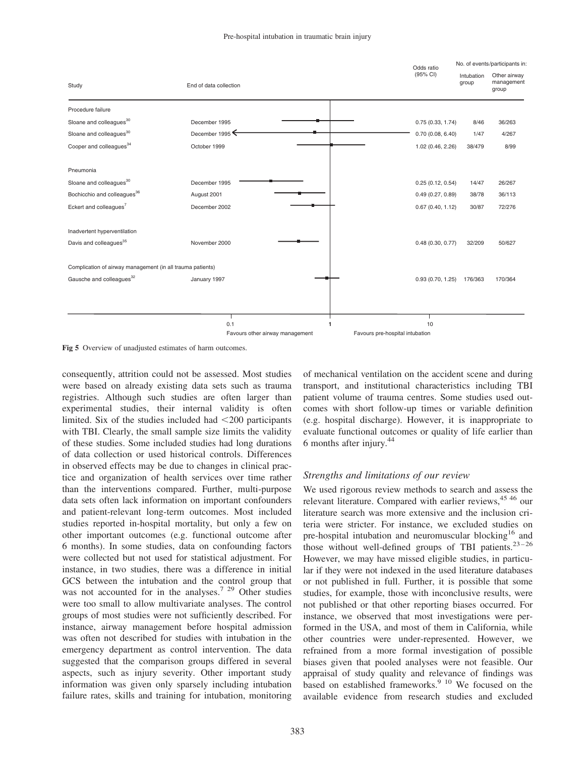| Study | End of data collection | Odds ratio (95% CI) | No. of events/participants in: Intubation group | Other airway management group |
|---|---|---|---|---|
| **Procedure failure** | | | | |
| Sloane and colleagues[30] | December 1995 | 0.75 (0.33, 1.74) | 8/46 | 36/263 |
| Sloane and colleagues[30] | December 1995 | 0.70 (0.08, 6.40) | 1/47 | 4/267 |
| Cooper and colleagues[34] | October 1999 | 1.02 (0.46, 2.26) | 38/479 | 8/99 |
| **Pneumonia** | | | | |
| Sloane and colleagues[30] | December 1995 | 0.25 (0.12, 0.54) | 14/47 | 26/267 |
| Bochicchio and colleagues[36] | August 2001 | 0.49 (0.27, 0.89) | 38/78 | 36/113 |
| Eckert and colleagues[7] | December 2002 | 0.67 (0.40, 1.12) | 30/87 | 72/276 |
| **Inadvertent hyperventilation** | | | | |
| Davis and colleagues[35] | November 2000 | 0.48 (0.30, 0.77) | 32/209 | 50/627 |
| **Complication of airway management (in all trauma patients)** | | | | |
| Gausche and colleagues[32] | January 1997 | 0.93 (0.70, 1.25) | 176/363 | 170/364 |

Axis: 0.1 – 1 – 10; Favours other airway management / Favours pre-hospital intubation

**Fig 5** Overview of unadjusted estimates of harm outcomes.

consequently, attrition could not be assessed. Most studies were based on already existing data sets such as trauma registries. Although such studies are often larger than experimental studies, their internal validity is often limited. Six of the studies included had <200 participants with TBI. Clearly, the small sample size limits the validity of these studies. Some included studies had long durations of data collection or used historical controls. Differences in observed effects may be due to changes in clinical practice and organization of health services over time rather than the interventions compared. Further, multi-purpose data sets often lack information on important confounders and patient-relevant long-term outcomes. Most included studies reported in-hospital mortality, but only a few on other important outcomes (e.g. functional outcome after 6 months). In some studies, data on confounding factors were collected but not used for statistical adjustment. For instance, in two studies, there was a difference in initial GCS between the intubation and the control group that was not accounted for in the analyses.[7 29] Other studies were too small to allow multivariate analyses. The control groups of most studies were not sufficiently described. For instance, airway management before hospital admission was often not described for studies with intubation in the emergency department as control intervention. The data suggested that the comparison groups differed in several aspects, such as injury severity. Other important study information was given only sparsely including intubation failure rates, skills and training for intubation, monitoring of mechanical ventilation on the accident scene and during transport, and institutional characteristics including TBI patient volume of trauma centres. Some studies used outcomes with short follow-up times or variable definition (e.g. hospital discharge). However, it is inappropriate to evaluate functional outcomes or quality of life earlier than 6 months after injury.[44]

### *Strengths and limitations of our review*

We used rigorous review methods to search and assess the relevant literature. Compared with earlier reviews,[45 46] our literature search was more extensive and the inclusion criteria were stricter. For instance, we excluded studies on pre-hospital intubation and neuromuscular blocking[16] and those without well-defined groups of TBI patients.[23–26] However, we may have missed eligible studies, in particular if they were not indexed in the used literature databases or not published in full. Further, it is possible that some studies, for example, those with inconclusive results, were not published or that other reporting biases occurred. For instance, we observed that most investigations were performed in the USA, and most of them in California, while other countries were under-represented. However, we refrained from a more formal investigation of possible biases given that pooled analyses were not feasible. Our appraisal of study quality and relevance of findings was based on established frameworks.[9 10] We focused on the available evidence from research studies and excluded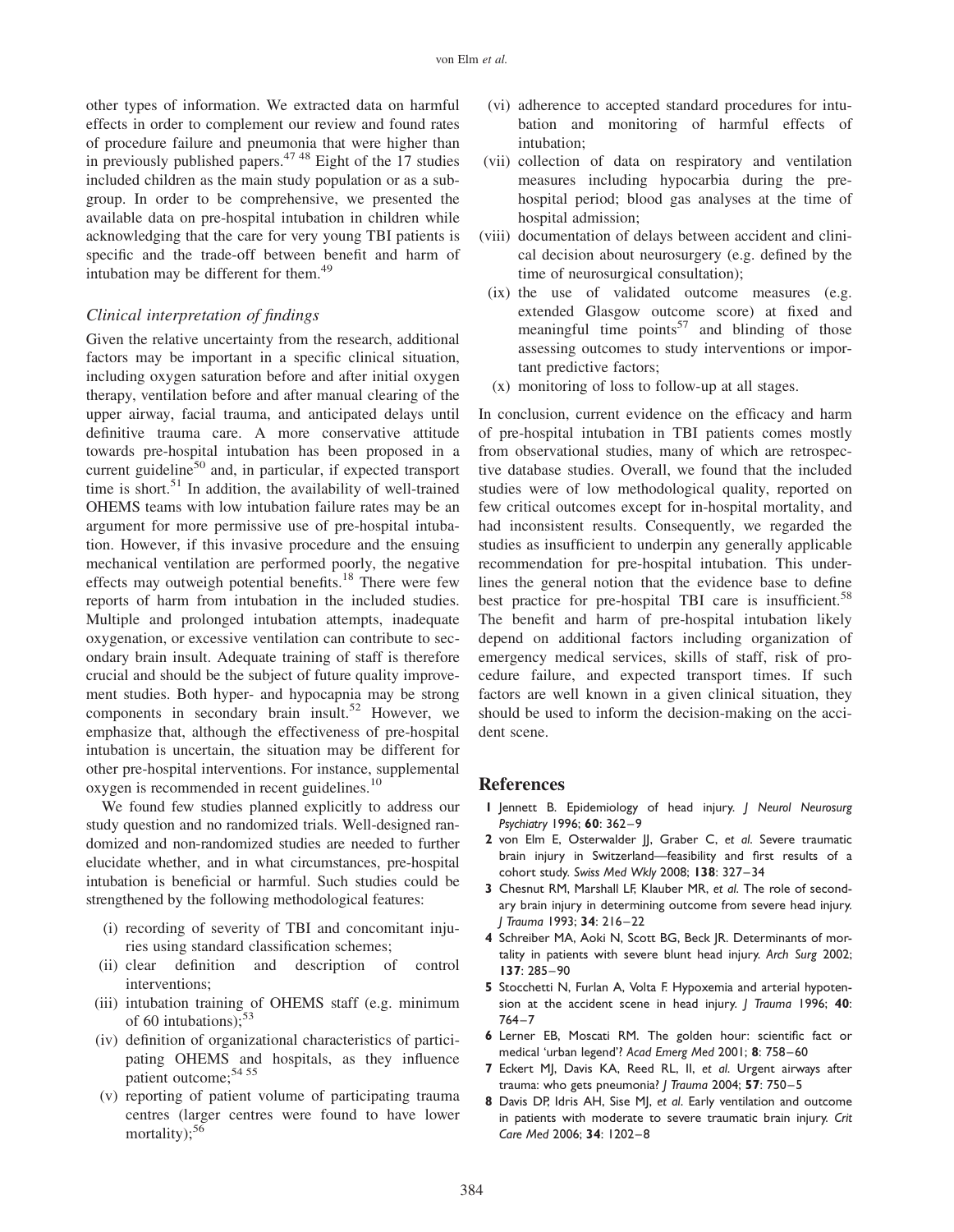other types of information. We extracted data on harmful effects in order to complement our review and found rates of procedure failure and pneumonia that were higher than in previously published papers.[47 48] Eight of the 17 studies included children as the main study population or as a subgroup. In order to be comprehensive, we presented the available data on pre-hospital intubation in children while acknowledging that the care for very young TBI patients is specific and the trade-off between benefit and harm of intubation may be different for them.[49]

### *Clinical interpretation of findings*

Given the relative uncertainty from the research, additional factors may be important in a specific clinical situation, including oxygen saturation before and after initial oxygen therapy, ventilation before and after manual clearing of the upper airway, facial trauma, and anticipated delays until definitive trauma care. A more conservative attitude towards pre-hospital intubation has been proposed in a current guideline[50] and, in particular, if expected transport time is short.[51] In addition, the availability of well-trained OHEMS teams with low intubation failure rates may be an argument for more permissive use of pre-hospital intubation. However, if this invasive procedure and the ensuing mechanical ventilation are performed poorly, the negative effects may outweigh potential benefits.[18] There were few reports of harm from intubation in the included studies. Multiple and prolonged intubation attempts, inadequate oxygenation, or excessive ventilation can contribute to secondary brain insult. Adequate training of staff is therefore crucial and should be the subject of future quality improvement studies. Both hyper- and hypocapnia may be strong components in secondary brain insult.[52] However, we emphasize that, although the effectiveness of pre-hospital intubation is uncertain, the situation may be different for other pre-hospital interventions. For instance, supplemental oxygen is recommended in recent guidelines.[10]

We found few studies planned explicitly to address our study question and no randomized trials. Well-designed randomized and non-randomized studies are needed to further elucidate whether, and in what circumstances, pre-hospital intubation is beneficial or harmful. Such studies could be strengthened by the following methodological features:

- (i) recording of severity of TBI and concomitant injuries using standard classification schemes;
- (ii) clear definition and description of control interventions;
- (iii) intubation training of OHEMS staff (e.g. minimum of 60 intubations);[53]
- (iv) definition of organizational characteristics of participating OHEMS and hospitals, as they influence patient outcome;[54 55]
- (v) reporting of patient volume of participating trauma centres (larger centres were found to have lower mortality);[56]
- (vi) adherence to accepted standard procedures for intubation and monitoring of harmful effects of intubation;
- (vii) collection of data on respiratory and ventilation measures including hypocarbia during the pre-hospital period; blood gas analyses at the time of hospital admission;
- (viii) documentation of delays between accident and clinical decision about neurosurgery (e.g. defined by the time of neurosurgical consultation);
- (ix) the use of validated outcome measures (e.g. extended Glasgow outcome score) at fixed and meaningful time points[57] and blinding of those assessing outcomes to study interventions or important predictive factors;
- (x) monitoring of loss to follow-up at all stages.

In conclusion, current evidence on the efficacy and harm of pre-hospital intubation in TBI patients comes mostly from observational studies, many of which are retrospective database studies. Overall, we found that the included studies were of low methodological quality, reported on few critical outcomes except for in-hospital mortality, and had inconsistent results. Consequently, we regarded the studies as insufficient to underpin any generally applicable recommendation for pre-hospital intubation. This underlines the general notion that the evidence base to define best practice for pre-hospital TBI care is insufficient.[58] The benefit and harm of pre-hospital intubation likely depend on additional factors including organization of emergency medical services, skills of staff, risk of procedure failure, and expected transport times. If such factors are well known in a given clinical situation, they should be used to inform the decision-making on the accident scene.

## References

1. Jennett B. Epidemiology of head injury. *J Neurol Neurosurg Psychiatry* 1996; **60**: 362–9
2. von Elm E, Osterwalder JJ, Graber C, *et al.* Severe traumatic brain injury in Switzerland—feasibility and first results of a cohort study. *Swiss Med Wkly* 2008; **138**: 327–34
3. Chesnut RM, Marshall LF, Klauber MR, *et al.* The role of secondary brain injury in determining outcome from severe head injury. *J Trauma* 1993; **34**: 216–22
4. Schreiber MA, Aoki N, Scott BG, Beck JR. Determinants of mortality in patients with severe blunt head injury. *Arch Surg* 2002; **137**: 285–90
5. Stocchetti N, Furlan A, Volta F. Hypoxemia and arterial hypotension at the accident scene in head injury. *J Trauma* 1996; **40**: 764–7
6. Lerner EB, Moscati RM. The golden hour: scientific fact or medical 'urban legend'? *Acad Emerg Med* 2001; **8**: 758–60
7. Eckert MJ, Davis KA, Reed RL, II, *et al.* Urgent airways after trauma: who gets pneumonia? *J Trauma* 2004; **57**: 750–5
8. Davis DP, Idris AH, Sise MJ, *et al.* Early ventilation and outcome in patients with moderate to severe traumatic brain injury. *Crit Care Med* 2006; **34**: 1202–8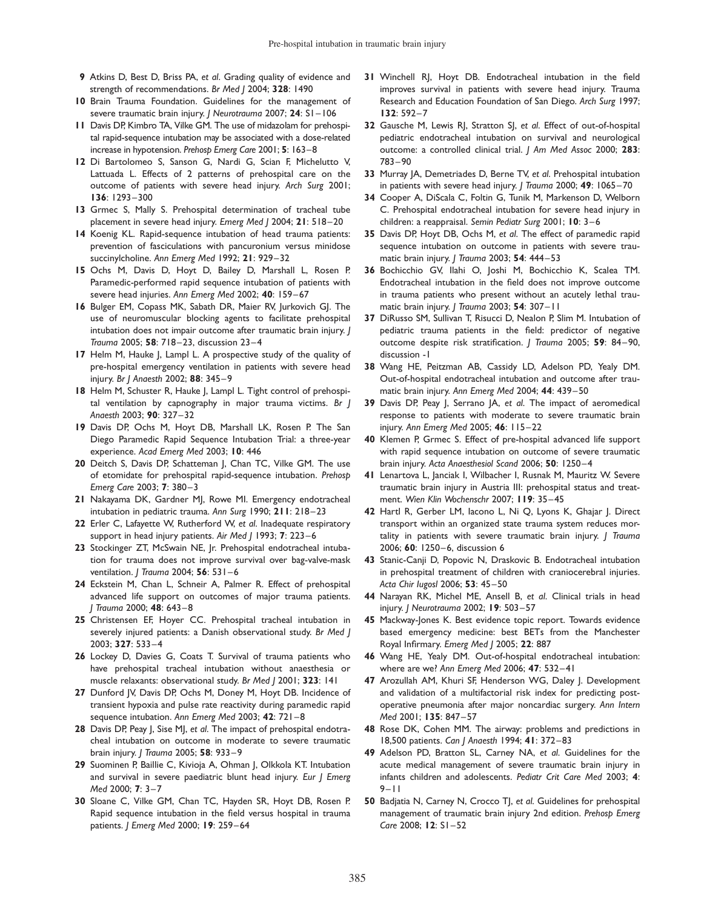9 Atkins D, Best D, Briss PA, *et al*. Grading quality of evidence and strength of recommendations. *Br Med J* 2004; **328**: 1490

10 Brain Trauma Foundation. Guidelines for the management of severe traumatic brain injury. *J Neurotrauma* 2007; **24**: S1–106

11 Davis DP, Kimbro TA, Vilke GM. The use of midazolam for prehospital rapid-sequence intubation may be associated with a dose-related increase in hypotension. *Prehosp Emerg Care* 2001; **5**: 163–8

12 Di Bartolomeo S, Sanson G, Nardi G, Scian F, Michelutto V, Lattuada L. Effects of 2 patterns of prehospital care on the outcome of patients with severe head injury. *Arch Surg* 2001; **136**: 1293–300

13 Grmec S, Mally S. Prehospital determination of tracheal tube placement in severe head injury. *Emerg Med J* 2004; **21**: 518–20

14 Koenig KL. Rapid-sequence intubation of head trauma patients: prevention of fasciculations with pancuronium versus minidose succinylcholine. *Ann Emerg Med* 1992; **21**: 929–32

15 Ochs M, Davis D, Hoyt D, Bailey D, Marshall L, Rosen P. Paramedic-performed rapid sequence intubation of patients with severe head injuries. *Ann Emerg Med* 2002; **40**: 159–67

16 Bulger EM, Copass MK, Sabath DR, Maier RV, Jurkovich GJ. The use of neuromuscular blocking agents to facilitate prehospital intubation does not impair outcome after traumatic brain injury. *J Trauma* 2005; **58**: 718–23, discussion 23–4

17 Helm M, Hauke J, Lampl L. A prospective study of the quality of pre-hospital emergency ventilation in patients with severe head injury. *Br J Anaesth* 2002; **88**: 345–9

18 Helm M, Schuster R, Hauke J, Lampl L. Tight control of prehospital ventilation by capnography in major trauma victims. *Br J Anaesth* 2003; **90**: 327–32

19 Davis DP, Ochs M, Hoyt DB, Marshall LK, Rosen P. The San Diego Paramedic Rapid Sequence Intubation Trial: a three-year experience. *Acad Emerg Med* 2003; **10**: 446

20 Deitch S, Davis DP, Schatteman J, Chan TC, Vilke GM. The use of etomidate for prehospital rapid-sequence intubation. *Prehosp Emerg Care* 2003; **7**: 380–3

21 Nakayama DK, Gardner MJ, Rowe MI. Emergency endotracheal intubation in pediatric trauma. *Ann Surg* 1990; **211**: 218–23

22 Erler C, Lafayette W, Rutherford W, *et al.* Inadequate respiratory support in head injury patients. *Air Med J* 1993; **7**: 223–6

23 Stockinger ZT, McSwain NE, Jr. Prehospital endotracheal intubation for trauma does not improve survival over bag-valve-mask ventilation. *J Trauma* 2004; **56**: 531–6

24 Eckstein M, Chan L, Schneir A, Palmer R. Effect of prehospital advanced life support on outcomes of major trauma patients. *J Trauma* 2000; **48**: 643–8

25 Christensen EF, Hoyer CC. Prehospital tracheal intubation in severely injured patients: a Danish observational study. *Br Med J* 2003; **327**: 533–4

26 Lockey D, Davies G, Coats T. Survival of trauma patients who have prehospital tracheal intubation without anaesthesia or muscle relaxants: observational study. *Br Med J* 2001; **323**: 141

27 Dunford JV, Davis DP, Ochs M, Doney M, Hoyt DB. Incidence of transient hypoxia and pulse rate reactivity during paramedic rapid sequence intubation. *Ann Emerg Med* 2003; **42**: 721–8

28 Davis DP, Peay J, Sise MJ, *et al.* The impact of prehospital endotracheal intubation on outcome in moderate to severe traumatic brain injury. *J Trauma* 2005; **58**: 933–9

29 Suominen P, Baillie C, Kivioja A, Ohman J, Olkkola KT. Intubation and survival in severe paediatric blunt head injury. *Eur J Emerg Med* 2000; **7**: 3–7

30 Sloane C, Vilke GM, Chan TC, Hayden SR, Hoyt DB, Rosen P. Rapid sequence intubation in the field versus hospital in trauma patients. *J Emerg Med* 2000; **19**: 259–64

31 Winchell RJ, Hoyt DB. Endotracheal intubation in the field improves survival in patients with severe head injury. Trauma Research and Education Foundation of San Diego. *Arch Surg* 1997; **132**: 592–7

32 Gausche M, Lewis RJ, Stratton SJ, *et al.* Effect of out-of-hospital pediatric endotracheal intubation on survival and neurological outcome: a controlled clinical trial. *J Am Med Assoc* 2000; **283**: 783–90

33 Murray JA, Demetriades D, Berne TV, *et al.* Prehospital intubation in patients with severe head injury. *J Trauma* 2000; **49**: 1065–70

34 Cooper A, DiScala C, Foltin G, Tunik M, Markenson D, Welborn C. Prehospital endotracheal intubation for severe head injury in children: a reappraisal. *Semin Pediatr Surg* 2001; **10**: 3–6

35 Davis DP, Hoyt DB, Ochs M, *et al.* The effect of paramedic rapid sequence intubation on outcome in patients with severe traumatic brain injury. *J Trauma* 2003; **54**: 444–53

36 Bochicchio GV, Ilahi O, Joshi M, Bochicchio K, Scalea TM. Endotracheal intubation in the field does not improve outcome in trauma patients who present without an acutely lethal traumatic brain injury. *J Trauma* 2003; **54**: 307–11

37 DiRusso SM, Sullivan T, Risucci D, Nealon P, Slim M. Intubation of pediatric trauma patients in the field: predictor of negative outcome despite risk stratification. *J Trauma* 2005; **59**: 84–90, discussion -1

38 Wang HE, Peitzman AB, Cassidy LD, Adelson PD, Yealy DM. Out-of-hospital endotracheal intubation and outcome after traumatic brain injury. *Ann Emerg Med* 2004; **44**: 439–50

39 Davis DP, Peay J, Serrano JA, *et al.* The impact of aeromedical response to patients with moderate to severe traumatic brain injury. *Ann Emerg Med* 2005; **46**: 115–22

40 Klemen P, Grmec S. Effect of pre-hospital advanced life support with rapid sequence intubation on outcome of severe traumatic brain injury. *Acta Anaesthesiol Scand* 2006; **50**: 1250–4

41 Lenartova L, Janciak I, Wilbacher I, Rusnak M, Mauritz W. Severe traumatic brain injury in Austria III: prehospital status and treatment. *Wien Klin Wochenschr* 2007; **119**: 35–45

42 Hartl R, Gerber LM, Iacono L, Ni Q, Lyons K, Ghajar J. Direct transport within an organized state trauma system reduces mortality in patients with severe traumatic brain injury. *J Trauma* 2006; **60**: 1250–6, discussion 6

43 Stanic-Canji D, Popovic N, Draskovic B. Endotracheal intubation in prehospital treatment of children with craniocerebral injuries. *Acta Chir Iugosl* 2006; **53**: 45–50

44 Narayan RK, Michel ME, Ansell B, *et al.* Clinical trials in head injury. *J Neurotrauma* 2002; **19**: 503–57

45 Mackway-Jones K. Best evidence topic report. Towards evidence based emergency medicine: best BETs from the Manchester Royal Infirmary. *Emerg Med J* 2005; **22**: 887

46 Wang HE, Yealy DM. Out-of-hospital endotracheal intubation: where are we? *Ann Emerg Med* 2006; **47**: 532–41

47 Arozullah AM, Khuri SF, Henderson WG, Daley J. Development and validation of a multifactorial risk index for predicting postoperative pneumonia after major noncardiac surgery. *Ann Intern Med* 2001; **135**: 847–57

48 Rose DK, Cohen MM. The airway: problems and predictions in 18,500 patients. *Can J Anaesth* 1994; **41**: 372–83

49 Adelson PD, Bratton SL, Carney NA, *et al.* Guidelines for the acute medical management of severe traumatic brain injury in infants children and adolescents. *Pediatr Crit Care Med* 2003; **4**: 9–11

50 Badjatia N, Carney N, Crocco TJ, *et al.* Guidelines for prehospital management of traumatic brain injury 2nd edition. *Prehosp Emerg Care* 2008; **12**: S1–52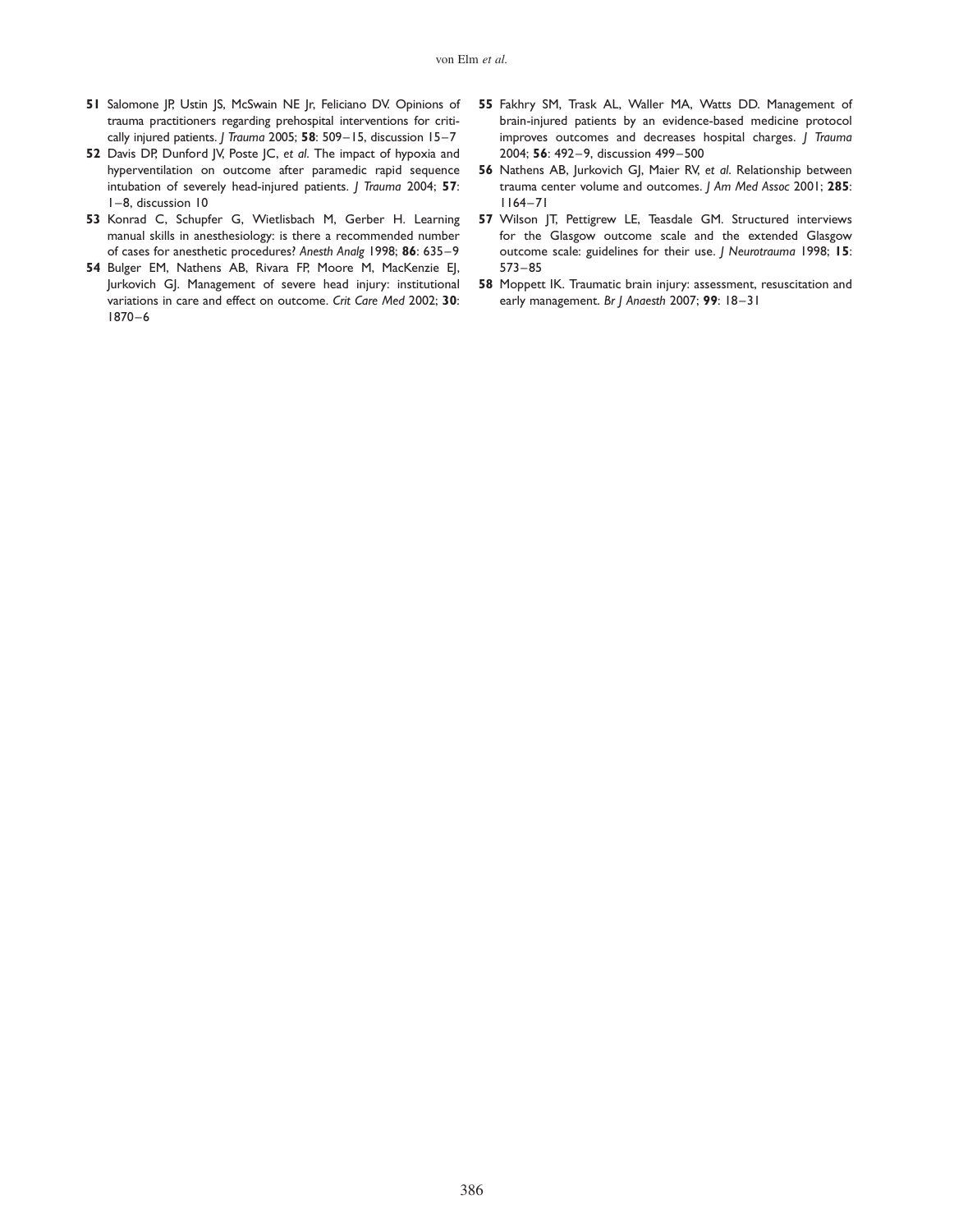**51** Salomone JP, Ustin JS, McSwain NE Jr, Feliciano DV. Opinions of trauma practitioners regarding prehospital interventions for critically injured patients. *J Trauma* 2005; **58**: 509–15, discussion 15–7

**52** Davis DP, Dunford JV, Poste JC, *et al*. The impact of hypoxia and hyperventilation on outcome after paramedic rapid sequence intubation of severely head-injured patients. *J Trauma* 2004; **57**: 1–8, discussion 10

**53** Konrad C, Schupfer G, Wietlisbach M, Gerber H. Learning manual skills in anesthesiology: is there a recommended number of cases for anesthetic procedures? *Anesth Analg* 1998; **86**: 635–9

**54** Bulger EM, Nathens AB, Rivara FP, Moore M, MacKenzie EJ, Jurkovich GJ. Management of severe head injury: institutional variations in care and effect on outcome. *Crit Care Med* 2002; **30**: 1870–6

**55** Fakhry SM, Trask AL, Waller MA, Watts DD. Management of brain-injured patients by an evidence-based medicine protocol improves outcomes and decreases hospital charges. *J Trauma* 2004; **56**: 492–9, discussion 499–500

**56** Nathens AB, Jurkovich GJ, Maier RV, *et al*. Relationship between trauma center volume and outcomes. *J Am Med Assoc* 2001; **285**: 1164–71

**57** Wilson JT, Pettigrew LE, Teasdale GM. Structured interviews for the Glasgow outcome scale and the extended Glasgow outcome scale: guidelines for their use. *J Neurotrauma* 1998; **15**: 573–85

**58** Moppett IK. Traumatic brain injury: assessment, resuscitation and early management. *Br J Anaesth* 2007; **99**: 18–31